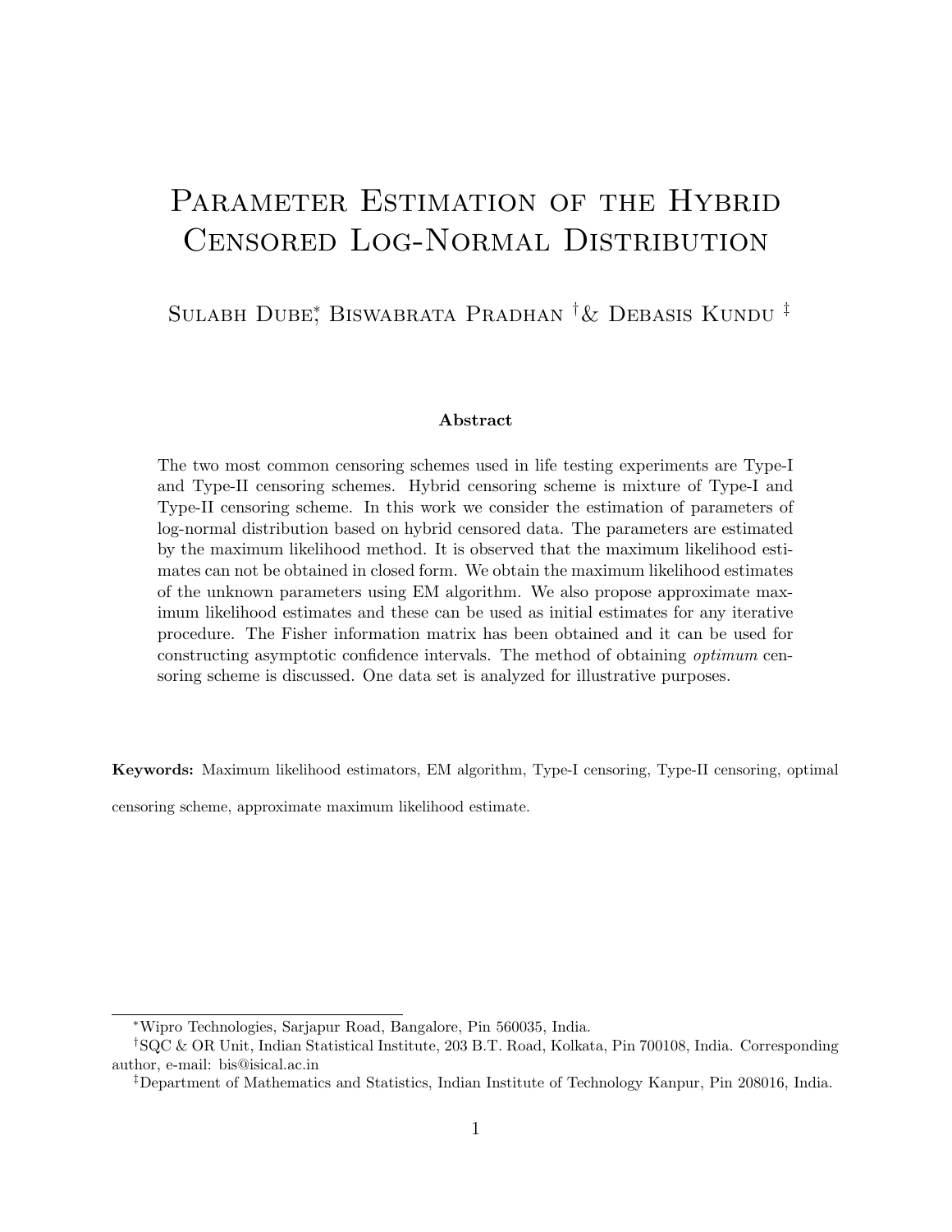# Parameter Estimation of the Hybrid Censored Log-Normal Distribution

Sulabh Dube[*], Biswabrata Pradhan [†] & Debasis Kundu [‡]

### Abstract

The two most common censoring schemes used in life testing experiments are Type-I and Type-II censoring schemes. Hybrid censoring scheme is mixture of Type-I and Type-II censoring scheme. In this work we consider the estimation of parameters of log-normal distribution based on hybrid censored data. The parameters are estimated by the maximum likelihood method. It is observed that the maximum likelihood estimates can not be obtained in closed form. We obtain the maximum likelihood estimates of the unknown parameters using EM algorithm. We also propose approximate maximum likelihood estimates and these can be used as initial estimates for any iterative procedure. The Fisher information matrix has been obtained and it can be used for constructing asymptotic confidence intervals. The method of obtaining *optimum* censoring scheme is discussed. One data set is analyzed for illustrative purposes.

**Keywords:** Maximum likelihood estimators, EM algorithm, Type-I censoring, Type-II censoring, optimal censoring scheme, approximate maximum likelihood estimate.

---

[*] Wipro Technologies, Sarjapur Road, Bangalore, Pin 560035, India.

[†] SQC & OR Unit, Indian Statistical Institute, 203 B.T. Road, Kolkata, Pin 700108, India. Corresponding author, e-mail: bis@isical.ac.in

[‡] Department of Mathematics and Statistics, Indian Institute of Technology Kanpur, Pin 208016, India.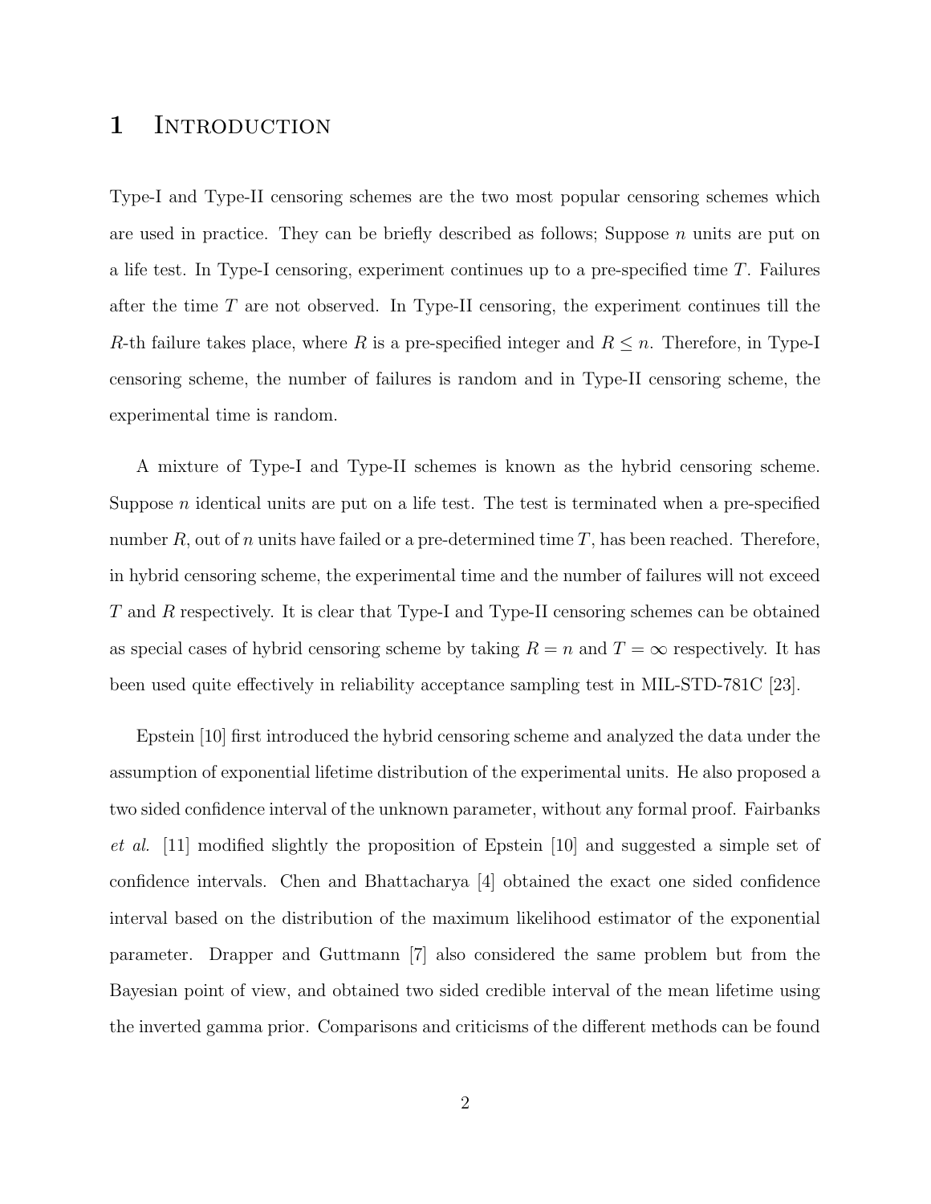# 1 Introduction

Type-I and Type-II censoring schemes are the two most popular censoring schemes which are used in practice. They can be briefly described as follows; Suppose $n$ units are put on a life test. In Type-I censoring, experiment continues up to a pre-specified time $T$. Failures after the time $T$ are not observed. In Type-II censoring, the experiment continues till the $R$-th failure takes place, where $R$ is a pre-specified integer and $R \leq n$. Therefore, in Type-I censoring scheme, the number of failures is random and in Type-II censoring scheme, the experimental time is random.

A mixture of Type-I and Type-II schemes is known as the hybrid censoring scheme. Suppose $n$ identical units are put on a life test. The test is terminated when a pre-specified number $R$, out of $n$ units have failed or a pre-determined time $T$, has been reached. Therefore, in hybrid censoring scheme, the experimental time and the number of failures will not exceed $T$ and $R$ respectively. It is clear that Type-I and Type-II censoring schemes can be obtained as special cases of hybrid censoring scheme by taking $R = n$ and $T = \infty$ respectively. It has been used quite effectively in reliability acceptance sampling test in MIL-STD-781C [23].

Epstein [10] first introduced the hybrid censoring scheme and analyzed the data under the assumption of exponential lifetime distribution of the experimental units. He also proposed a two sided confidence interval of the unknown parameter, without any formal proof. Fairbanks *et al.* [11] modified slightly the proposition of Epstein [10] and suggested a simple set of confidence intervals. Chen and Bhattacharya [4] obtained the exact one sided confidence interval based on the distribution of the maximum likelihood estimator of the exponential parameter. Drapper and Guttmann [7] also considered the same problem but from the Bayesian point of view, and obtained two sided credible interval of the mean lifetime using the inverted gamma prior. Comparisons and criticisms of the different methods can be found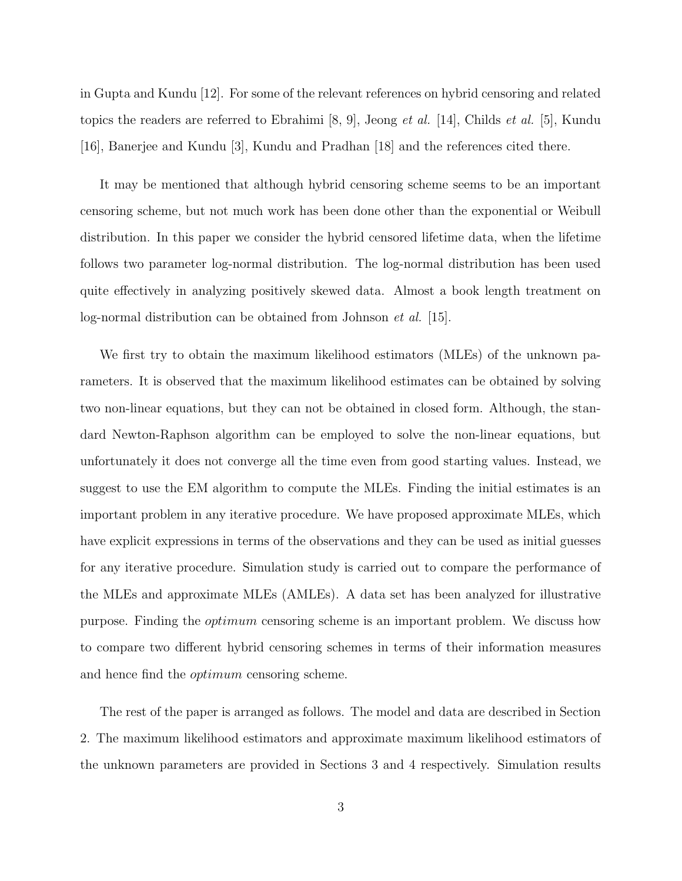in Gupta and Kundu [12]. For some of the relevant references on hybrid censoring and related topics the readers are referred to Ebrahimi [8, 9], Jeong *et al.* [14], Childs *et al.* [5], Kundu [16], Banerjee and Kundu [3], Kundu and Pradhan [18] and the references cited there.

It may be mentioned that although hybrid censoring scheme seems to be an important censoring scheme, but not much work has been done other than the exponential or Weibull distribution. In this paper we consider the hybrid censored lifetime data, when the lifetime follows two parameter log-normal distribution. The log-normal distribution has been used quite effectively in analyzing positively skewed data. Almost a book length treatment on log-normal distribution can be obtained from Johnson *et al.* [15].

We first try to obtain the maximum likelihood estimators (MLEs) of the unknown parameters. It is observed that the maximum likelihood estimates can be obtained by solving two non-linear equations, but they can not be obtained in closed form. Although, the standard Newton-Raphson algorithm can be employed to solve the non-linear equations, but unfortunately it does not converge all the time even from good starting values. Instead, we suggest to use the EM algorithm to compute the MLEs. Finding the initial estimates is an important problem in any iterative procedure. We have proposed approximate MLEs, which have explicit expressions in terms of the observations and they can be used as initial guesses for any iterative procedure. Simulation study is carried out to compare the performance of the MLEs and approximate MLEs (AMLEs). A data set has been analyzed for illustrative purpose. Finding the *optimum* censoring scheme is an important problem. We discuss how to compare two different hybrid censoring schemes in terms of their information measures and hence find the *optimum* censoring scheme.

The rest of the paper is arranged as follows. The model and data are described in Section 2. The maximum likelihood estimators and approximate maximum likelihood estimators of the unknown parameters are provided in Sections 3 and 4 respectively. Simulation results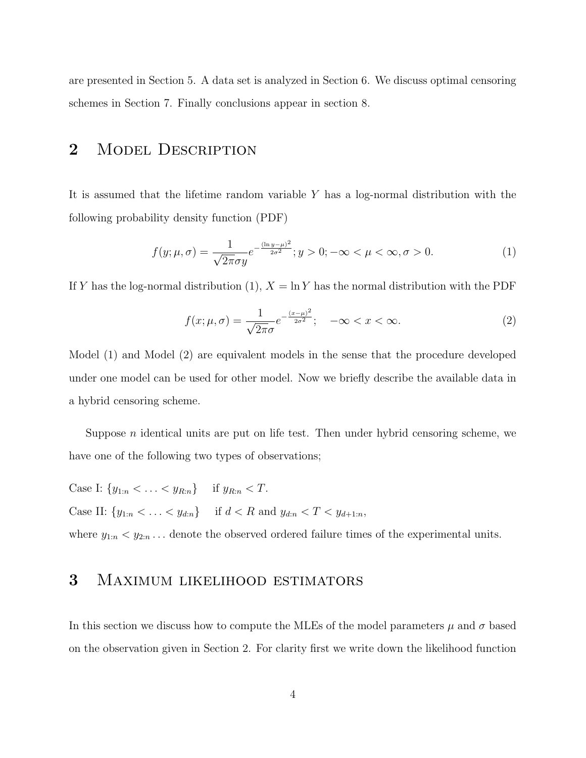are presented in Section 5. A data set is analyzed in Section 6. We discuss optimal censoring schemes in Section 7. Finally conclusions appear in section 8.

## 2 Model Description

It is assumed that the lifetime random variable $Y$ has a log-normal distribution with the following probability density function (PDF)

$$f(y;\mu,\sigma) = \frac{1}{\sqrt{2\pi}\sigma y} e^{-\frac{(\ln y-\mu)^2}{2\sigma^2}}; y > 0; -\infty < \mu < \infty, \sigma > 0. \tag{1}$$

If $Y$ has the log-normal distribution (1), $X = \ln Y$ has the normal distribution with the PDF

$$f(x;\mu,\sigma) = \frac{1}{\sqrt{2\pi}\sigma} e^{-\frac{(x-\mu)^2}{2\sigma^2}}; \quad -\infty < x < \infty. \tag{2}$$

Model (1) and Model (2) are equivalent models in the sense that the procedure developed under one model can be used for other model. Now we briefly describe the available data in a hybrid censoring scheme.

Suppose $n$ identical units are put on life test. Then under hybrid censoring scheme, we have one of the following two types of observations;

Case I: $\{y_{1:n} < \ldots < y_{R:n}\}$ if $y_{R:n} < T$.

Case II: $\{y_{1:n} < \ldots < y_{d:n}\}$ if $d < R$ and $y_{d:n} < T < y_{d+1:n}$,

where $y_{1:n} < y_{2:n} \ldots$ denote the observed ordered failure times of the experimental units.

## 3 Maximum likelihood estimators

In this section we discuss how to compute the MLEs of the model parameters $\mu$ and $\sigma$ based on the observation given in Section 2. For clarity first we write down the likelihood function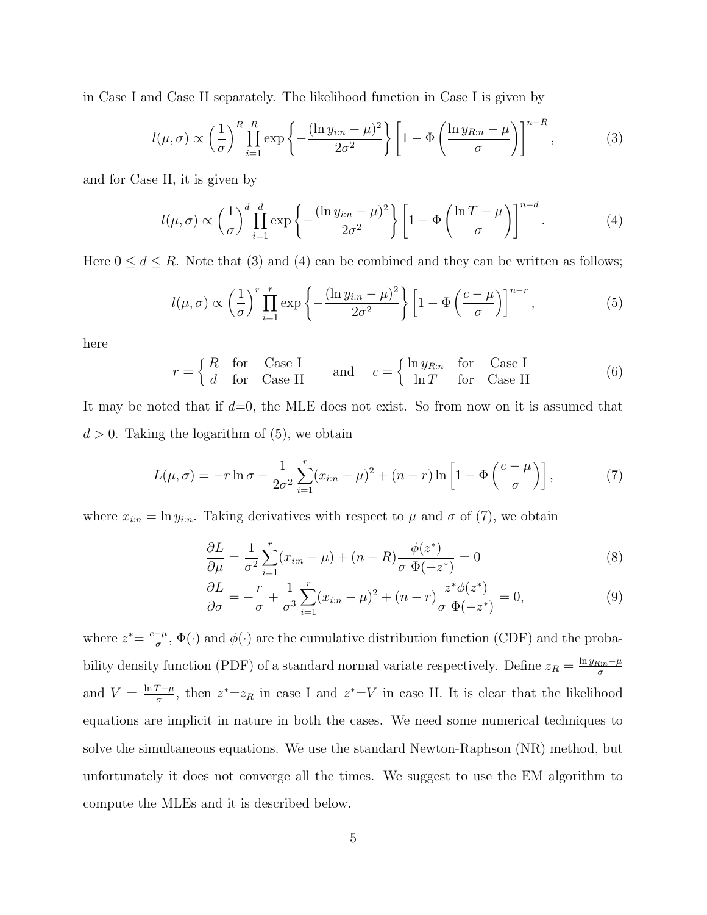in Case I and Case II separately. The likelihood function in Case I is given by

$$l(\mu, \sigma) \propto \left(\frac{1}{\sigma}\right)^R \prod_{i=1}^{R} \exp\left\{-\frac{(\ln y_{i:n} - \mu)^2}{2\sigma^2}\right\} \left[1 - \Phi\left(\frac{\ln y_{R:n} - \mu}{\sigma}\right)\right]^{n-R}, \tag{3}$$

and for Case II, it is given by

$$l(\mu, \sigma) \propto \left(\frac{1}{\sigma}\right)^d \prod_{i=1}^{d} \exp\left\{-\frac{(\ln y_{i:n} - \mu)^2}{2\sigma^2}\right\} \left[1 - \Phi\left(\frac{\ln T - \mu}{\sigma}\right)\right]^{n-d}. \tag{4}$$

Here $0 \le d \le R$. Note that (3) and (4) can be combined and they can be written as follows;

$$l(\mu, \sigma) \propto \left(\frac{1}{\sigma}\right)^r \prod_{i=1}^{r} \exp\left\{-\frac{(\ln y_{i:n} - \mu)^2}{2\sigma^2}\right\} \left[1 - \Phi\left(\frac{c - \mu}{\sigma}\right)\right]^{n-r}, \tag{5}$$

here

$$r = \begin{cases} R & \text{for} \quad \text{Case I} \\ d & \text{for} \quad \text{Case II} \end{cases} \qquad \text{and} \qquad c = \begin{cases} \ln y_{R:n} & \text{for} \quad \text{Case I} \\ \ln T & \text{for} \quad \text{Case II} \end{cases} \tag{6}$$

It may be noted that if $d$=0, the MLE does not exist. So from now on it is assumed that $d > 0$. Taking the logarithm of (5), we obtain

$$L(\mu, \sigma) = -r \ln \sigma - \frac{1}{2\sigma^2} \sum_{i=1}^{r} (x_{i:n} - \mu)^2 + (n - r) \ln\left[1 - \Phi\left(\frac{c - \mu}{\sigma}\right)\right], \tag{7}$$

where $x_{i:n} = \ln y_{i:n}$. Taking derivatives with respect to $\mu$ and $\sigma$ of (7), we obtain

$$\frac{\partial L}{\partial \mu} = \frac{1}{\sigma^2} \sum_{i=1}^{r} (x_{i:n} - \mu) + (n - R) \frac{\phi(z^*)}{\sigma \; \Phi(-z^*)} = 0 \tag{8}$$

$$\frac{\partial L}{\partial \sigma} = -\frac{r}{\sigma} + \frac{1}{\sigma^3} \sum_{i=1}^{r} (x_{i:n} - \mu)^2 + (n - r) \frac{z^* \phi(z^*)}{\sigma \; \Phi(-z^*)} = 0, \tag{9}$$

where $z^* = \frac{c-\mu}{\sigma}$, $\Phi(\cdot)$ and $\phi(\cdot)$ are the cumulative distribution function (CDF) and the probability density function (PDF) of a standard normal variate respectively. Define $z_R = \frac{\ln y_{R:n} - \mu}{\sigma}$ and $V = \frac{\ln T - \mu}{\sigma}$, then $z^*$=$z_R$ in case I and $z^*$=$V$ in case II. It is clear that the likelihood equations are implicit in nature in both the cases. We need some numerical techniques to solve the simultaneous equations. We use the standard Newton-Raphson (NR) method, but unfortunately it does not converge all the times. We suggest to use the EM algorithm to compute the MLEs and it is described below.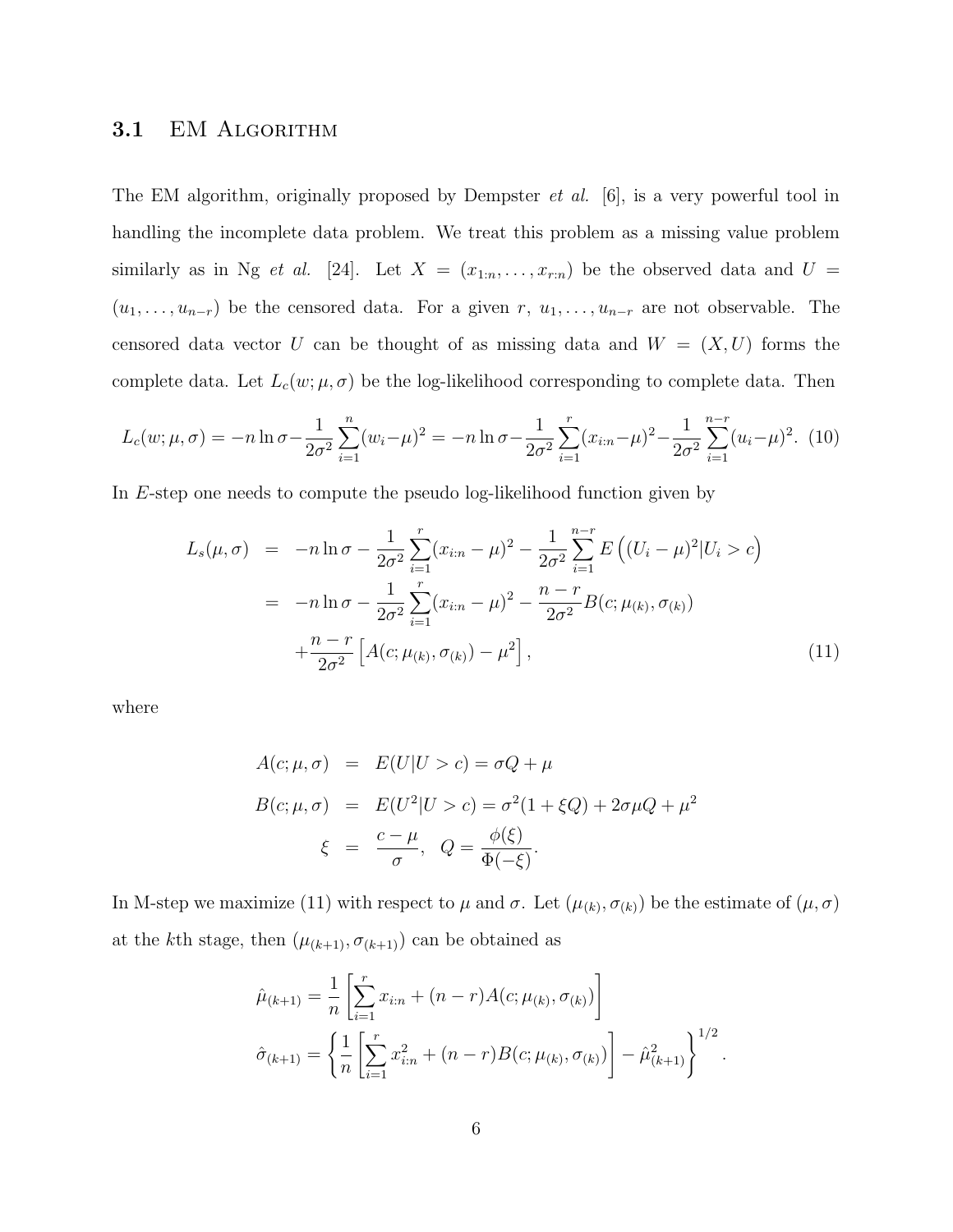### 3.1 EM Algorithm

The EM algorithm, originally proposed by Dempster *et al.* [6], is a very powerful tool in handling the incomplete data problem. We treat this problem as a missing value problem similarly as in Ng *et al.* [24]. Let $X = (x_{1:n}, \ldots, x_{r:n})$ be the observed data and $U = (u_1, \ldots, u_{n-r})$ be the censored data. For a given $r$, $u_1, \ldots, u_{n-r}$ are not observable. The censored data vector $U$ can be thought of as missing data and $W = (X, U)$ forms the complete data. Let $L_c(w; \mu, \sigma)$ be the log-likelihood corresponding to complete data. Then

$$L_c(w; \mu, \sigma) = -n \ln \sigma - \frac{1}{2\sigma^2} \sum_{i=1}^{n} (w_i - \mu)^2 = -n \ln \sigma - \frac{1}{2\sigma^2} \sum_{i=1}^{r} (x_{i:n} - \mu)^2 - \frac{1}{2\sigma^2} \sum_{i=1}^{n-r} (u_i - \mu)^2. \quad (10)$$

In $E$-step one needs to compute the pseudo log-likelihood function given by

$$\begin{aligned} L_s(\mu, \sigma) &= -n \ln \sigma - \frac{1}{2\sigma^2} \sum_{i=1}^{r} (x_{i:n} - \mu)^2 - \frac{1}{2\sigma^2} \sum_{i=1}^{n-r} E\left((U_i - \mu)^2 | U_i > c\right) \\ &= -n \ln \sigma - \frac{1}{2\sigma^2} \sum_{i=1}^{r} (x_{i:n} - \mu)^2 - \frac{n-r}{2\sigma^2} B(c; \mu_{(k)}, \sigma_{(k)}) \\ &\quad + \frac{n-r}{2\sigma^2} \left[ A(c; \mu_{(k)}, \sigma_{(k)}) - \mu^2 \right], \end{aligned} \quad (11)$$

where

$$\begin{aligned} A(c; \mu, \sigma) &= E(U | U > c) = \sigma Q + \mu \\ B(c; \mu, \sigma) &= E(U^2 | U > c) = \sigma^2 (1 + \xi Q) + 2\sigma \mu Q + \mu^2 \\ \xi &= \frac{c - \mu}{\sigma}, \quad Q = \frac{\phi(\xi)}{\Phi(-\xi)}. \end{aligned}$$

In M-step we maximize (11) with respect to $\mu$ and $\sigma$. Let $(\mu_{(k)}, \sigma_{(k)})$ be the estimate of $(\mu, \sigma)$ at the $k$th stage, then $(\mu_{(k+1)}, \sigma_{(k+1)})$ can be obtained as

$$\hat{\mu}_{(k+1)} = \frac{1}{n} \left[ \sum_{i=1}^{r} x_{i:n} + (n-r) A(c; \mu_{(k)}, \sigma_{(k)}) \right]$$

$$\hat{\sigma}_{(k+1)} = \left\{ \frac{1}{n} \left[ \sum_{i=1}^{r} x_{i:n}^2 + (n-r) B(c; \mu_{(k)}, \sigma_{(k)}) \right] - \hat{\mu}_{(k+1)}^2 \right\}^{1/2}.$$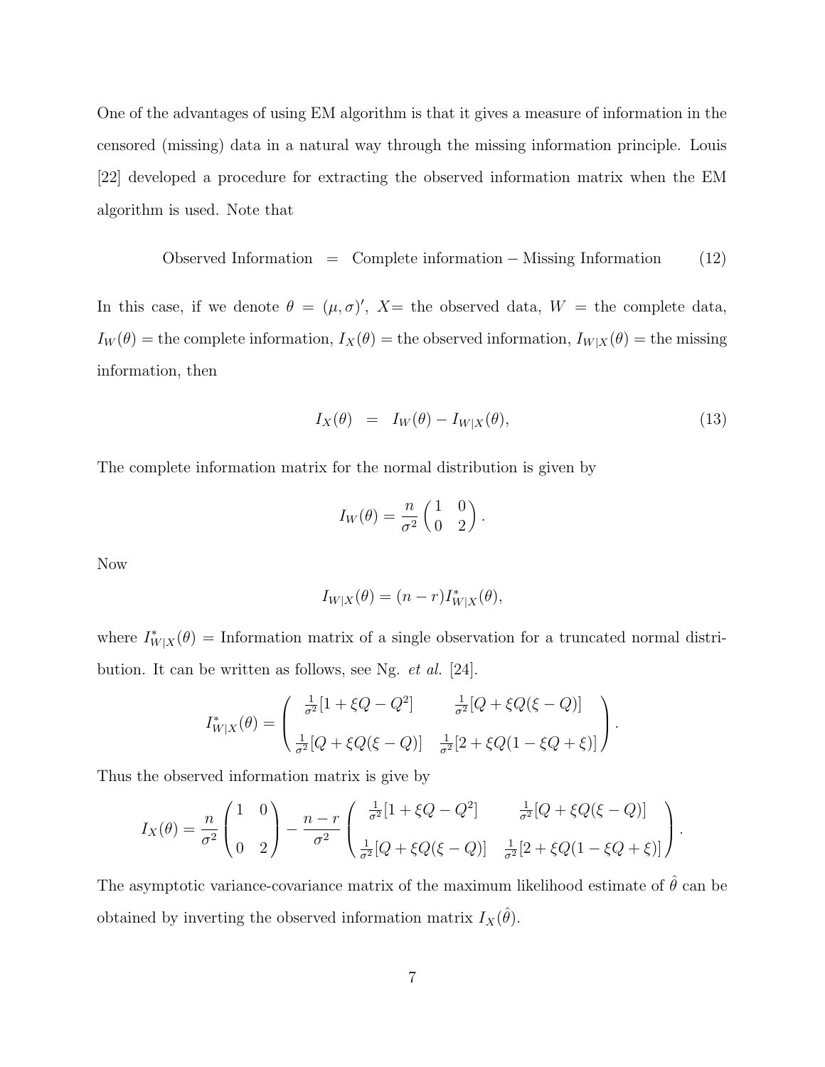One of the advantages of using EM algorithm is that it gives a measure of information in the censored (missing) data in a natural way through the missing information principle. Louis [22] developed a procedure for extracting the observed information matrix when the EM algorithm is used. Note that

$$\text{Observed Information} \quad = \quad \text{Complete information} - \text{Missing Information} \qquad (12)$$

In this case, if we denote $\theta = (\mu, \sigma)'$, $X=$ the observed data, $W$ = the complete data, $I_W(\theta)$ = the complete information, $I_X(\theta)$ = the observed information, $I_{W|X}(\theta)$ = the missing information, then

$$I_X(\theta) \quad = \quad I_W(\theta) - I_{W|X}(\theta), \qquad (13)$$

The complete information matrix for the normal distribution is given by

$$I_W(\theta) = \frac{n}{\sigma^2}\begin{pmatrix} 1 & 0 \\ 0 & 2 \end{pmatrix}.$$

Now

$$I_{W|X}(\theta) = (n-r)I^*_{W|X}(\theta),$$

where $I^*_{W|X}(\theta)$ = Information matrix of a single observation for a truncated normal distribution. It can be written as follows, see Ng. *et al.* [24].

$$I^*_{W|X}(\theta) = \begin{pmatrix} \frac{1}{\sigma^2}[1 + \xi Q - Q^2] & \frac{1}{\sigma^2}[Q + \xi Q(\xi - Q)] \\ \\ \frac{1}{\sigma^2}[Q + \xi Q(\xi - Q)] & \frac{1}{\sigma^2}[2 + \xi Q(1 - \xi Q + \xi)] \end{pmatrix}.$$

Thus the observed information matrix is give by

$$I_X(\theta) = \frac{n}{\sigma^2}\begin{pmatrix} 1 & 0 \\ \\ 0 & 2 \end{pmatrix} - \frac{n-r}{\sigma^2}\begin{pmatrix} \frac{1}{\sigma^2}[1 + \xi Q - Q^2] & \frac{1}{\sigma^2}[Q + \xi Q(\xi - Q)] \\ \\ \frac{1}{\sigma^2}[Q + \xi Q(\xi - Q)] & \frac{1}{\sigma^2}[2 + \xi Q(1 - \xi Q + \xi)] \end{pmatrix}.$$

The asymptotic variance-covariance matrix of the maximum likelihood estimate of $\hat{\theta}$ can be obtained by inverting the observed information matrix $I_X(\hat{\theta})$.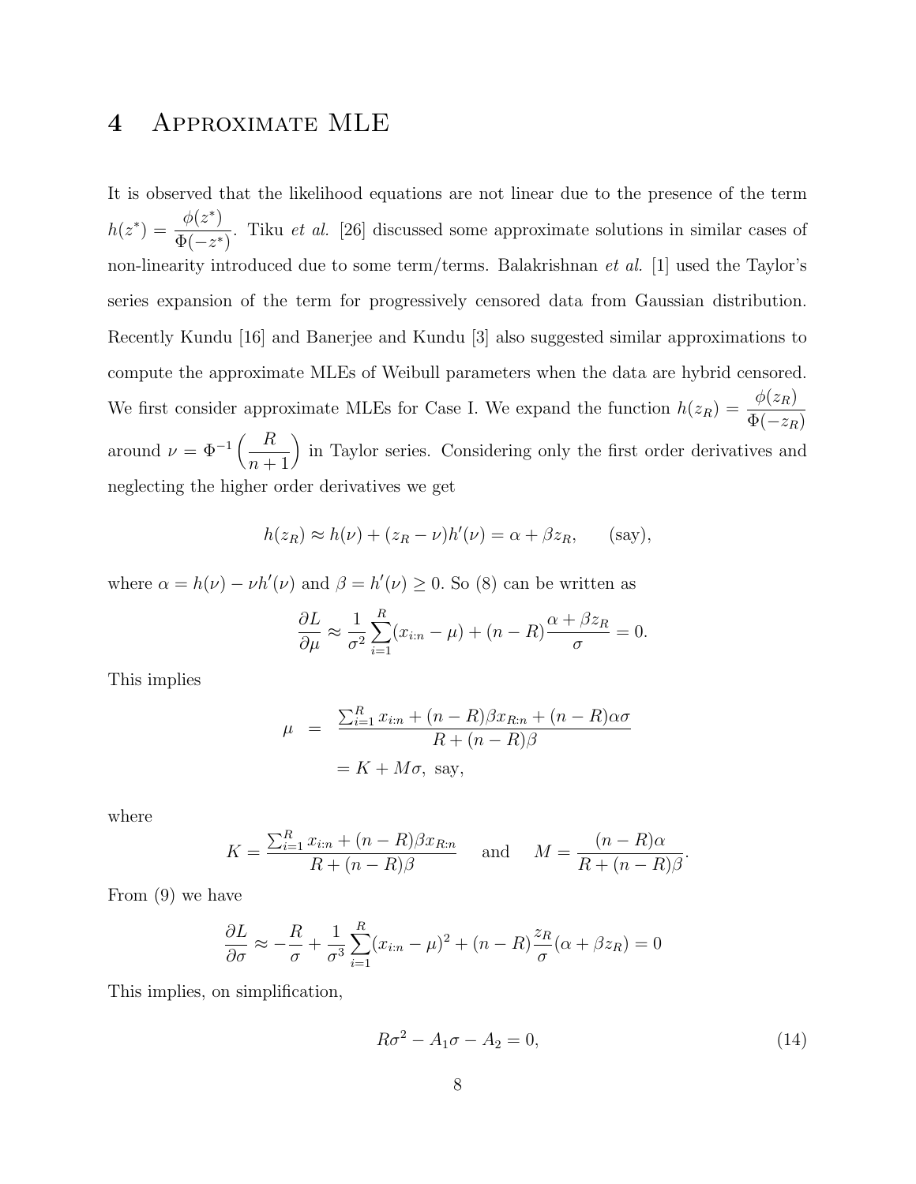# 4 Approximate MLE

It is observed that the likelihood equations are not linear due to the presence of the term $h(z^*) = \dfrac{\phi(z^*)}{\Phi(-z^*)}$. Tiku *et al.* [26] discussed some approximate solutions in similar cases of non-linearity introduced due to some term/terms. Balakrishnan *et al.* [1] used the Taylor's series expansion of the term for progressively censored data from Gaussian distribution. Recently Kundu [16] and Banerjee and Kundu [3] also suggested similar approximations to compute the approximate MLEs of Weibull parameters when the data are hybrid censored. We first consider approximate MLEs for Case I. We expand the function $h(z_R) = \dfrac{\phi(z_R)}{\Phi(-z_R)}$ around $\nu = \Phi^{-1}\left(\dfrac{R}{n+1}\right)$ in Taylor series. Considering only the first order derivatives and neglecting the higher order derivatives we get

$$h(z_R) \approx h(\nu) + (z_R - \nu)h'(\nu) = \alpha + \beta z_R, \qquad \text{(say)},$$

where $\alpha = h(\nu) - \nu h'(\nu)$ and $\beta = h'(\nu) \geq 0$. So (8) can be written as

$$\frac{\partial L}{\partial \mu} \approx \frac{1}{\sigma^2}\sum_{i=1}^{R}(x_{i:n} - \mu) + (n-R)\frac{\alpha + \beta z_R}{\sigma} = 0.$$

This implies

$$\begin{aligned} \mu &= \frac{\sum_{i=1}^{R} x_{i:n} + (n-R)\beta x_{R:n} + (n-R)\alpha\sigma}{R + (n-R)\beta} \\ &= K + M\sigma, \text{ say,} \end{aligned}$$

where

$$K = \frac{\sum_{i=1}^{R} x_{i:n} + (n-R)\beta x_{R:n}}{R + (n-R)\beta} \quad \text{and} \quad M = \frac{(n-R)\alpha}{R + (n-R)\beta}.$$

From (9) we have

$$\frac{\partial L}{\partial \sigma} \approx -\frac{R}{\sigma} + \frac{1}{\sigma^3}\sum_{i=1}^{R}(x_{i:n} - \mu)^2 + (n-R)\frac{z_R}{\sigma}(\alpha + \beta z_R) = 0$$

This implies, on simplification,

$$R\sigma^2 - A_1\sigma - A_2 = 0, \tag{14}$$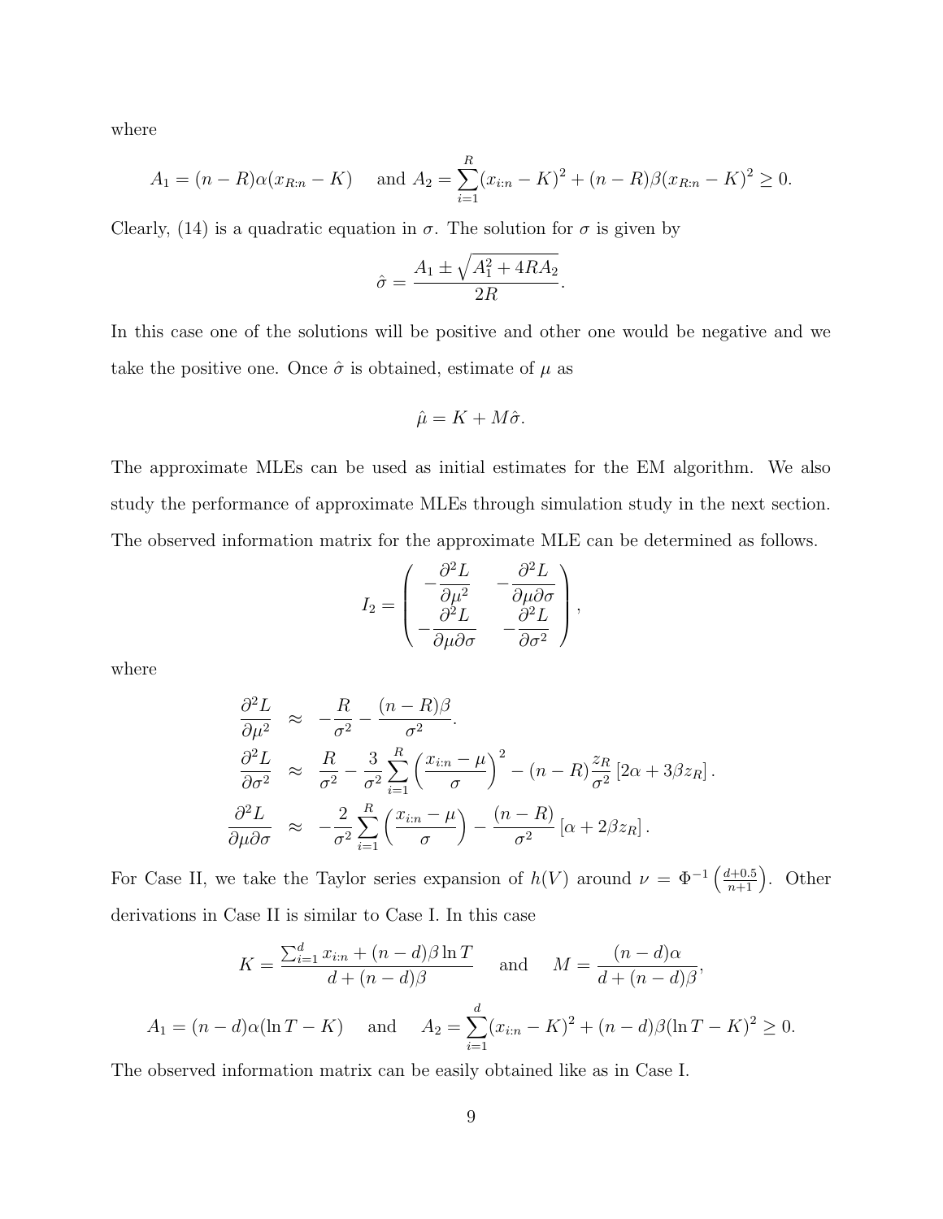where

$$A_1 = (n-R)\alpha(x_{R:n} - K) \quad \text{ and } A_2 = \sum_{i=1}^{R}(x_{i:n} - K)^2 + (n-R)\beta(x_{R:n} - K)^2 \geq 0.$$

Clearly, (14) is a quadratic equation in $\sigma$. The solution for $\sigma$ is given by

$$\hat{\sigma} = \frac{A_1 \pm \sqrt{A_1^2 + 4RA_2}}{2R}.$$

In this case one of the solutions will be positive and other one would be negative and we take the positive one. Once $\hat{\sigma}$ is obtained, estimate of $\mu$ as

$$\hat{\mu} = K + M\hat{\sigma}.$$

The approximate MLEs can be used as initial estimates for the EM algorithm. We also study the performance of approximate MLEs through simulation study in the next section. The observed information matrix for the approximate MLE can be determined as follows.

$$I_2 = \begin{pmatrix} -\dfrac{\partial^2 L}{\partial \mu^2} & -\dfrac{\partial^2 L}{\partial \mu \partial \sigma} \\ -\dfrac{\partial^2 L}{\partial \mu \partial \sigma} & -\dfrac{\partial^2 L}{\partial \sigma^2} \end{pmatrix},$$

where

$$\begin{aligned}
\frac{\partial^2 L}{\partial \mu^2} &\approx -\frac{R}{\sigma^2} - \frac{(n-R)\beta}{\sigma^2}. \\
\frac{\partial^2 L}{\partial \sigma^2} &\approx \frac{R}{\sigma^2} - \frac{3}{\sigma^2}\sum_{i=1}^{R}\left(\frac{x_{i:n} - \mu}{\sigma}\right)^2 - (n-R)\frac{z_R}{\sigma^2}\left[2\alpha + 3\beta z_R\right]. \\
\frac{\partial^2 L}{\partial \mu \partial \sigma} &\approx -\frac{2}{\sigma^2}\sum_{i=1}^{R}\left(\frac{x_{i:n} - \mu}{\sigma}\right) - \frac{(n-R)}{\sigma^2}\left[\alpha + 2\beta z_R\right].
\end{aligned}$$

For Case II, we take the Taylor series expansion of $h(V)$ around $\nu = \Phi^{-1}\left(\frac{d+0.5}{n+1}\right)$. Other derivations in Case II is similar to Case I. In this case

$$K = \frac{\sum_{i=1}^{d} x_{i:n} + (n-d)\beta \ln T}{d + (n-d)\beta} \quad \text{ and } \quad M = \frac{(n-d)\alpha}{d + (n-d)\beta},$$

$$A_1 = (n-d)\alpha(\ln T - K) \quad \text{ and } \quad A_2 = \sum_{i=1}^{d}(x_{i:n} - K)^2 + (n-d)\beta(\ln T - K)^2 \geq 0.$$

The observed information matrix can be easily obtained like as in Case I.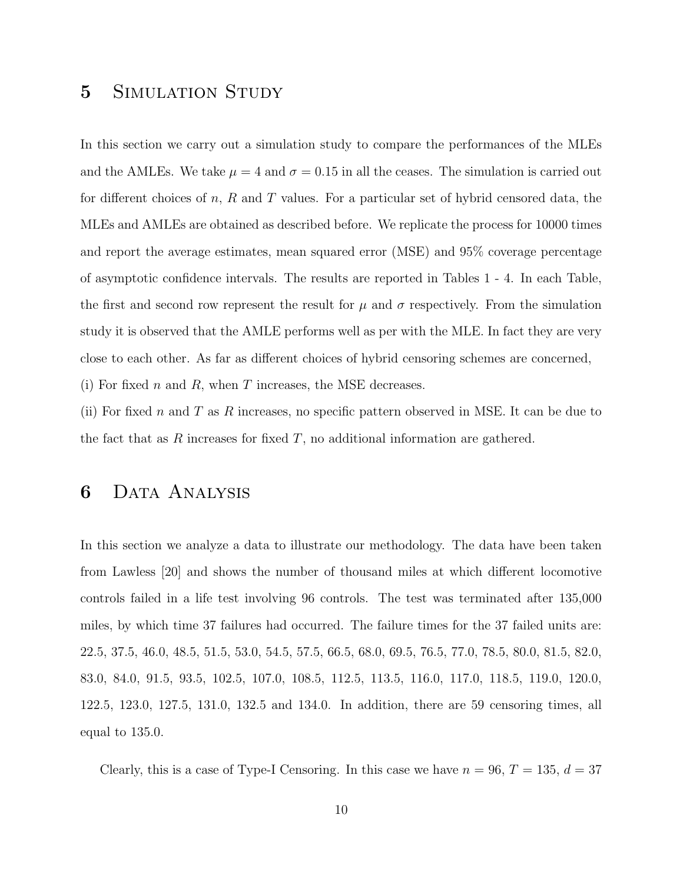# 5 Simulation Study

In this section we carry out a simulation study to compare the performances of the MLEs and the AMLEs. We take $\mu = 4$ and $\sigma = 0.15$ in all the ceases. The simulation is carried out for different choices of $n$, $R$ and $T$ values. For a particular set of hybrid censored data, the MLEs and AMLEs are obtained as described before. We replicate the process for 10000 times and report the average estimates, mean squared error (MSE) and 95% coverage percentage of asymptotic confidence intervals. The results are reported in Tables 1 - 4. In each Table, the first and second row represent the result for $\mu$ and $\sigma$ respectively. From the simulation study it is observed that the AMLE performs well as per with the MLE. In fact they are very close to each other. As far as different choices of hybrid censoring schemes are concerned,

(i) For fixed $n$ and $R$, when $T$ increases, the MSE decreases.

(ii) For fixed $n$ and $T$ as $R$ increases, no specific pattern observed in MSE. It can be due to the fact that as $R$ increases for fixed $T$, no additional information are gathered.

# 6 Data Analysis

In this section we analyze a data to illustrate our methodology. The data have been taken from Lawless [20] and shows the number of thousand miles at which different locomotive controls failed in a life test involving 96 controls. The test was terminated after 135,000 miles, by which time 37 failures had occurred. The failure times for the 37 failed units are: 22.5, 37.5, 46.0, 48.5, 51.5, 53.0, 54.5, 57.5, 66.5, 68.0, 69.5, 76.5, 77.0, 78.5, 80.0, 81.5, 82.0, 83.0, 84.0, 91.5, 93.5, 102.5, 107.0, 108.5, 112.5, 113.5, 116.0, 117.0, 118.5, 119.0, 120.0, 122.5, 123.0, 127.5, 131.0, 132.5 and 134.0. In addition, there are 59 censoring times, all equal to 135.0.

Clearly, this is a case of Type-I Censoring. In this case we have $n = 96$, $T = 135$, $d = 37$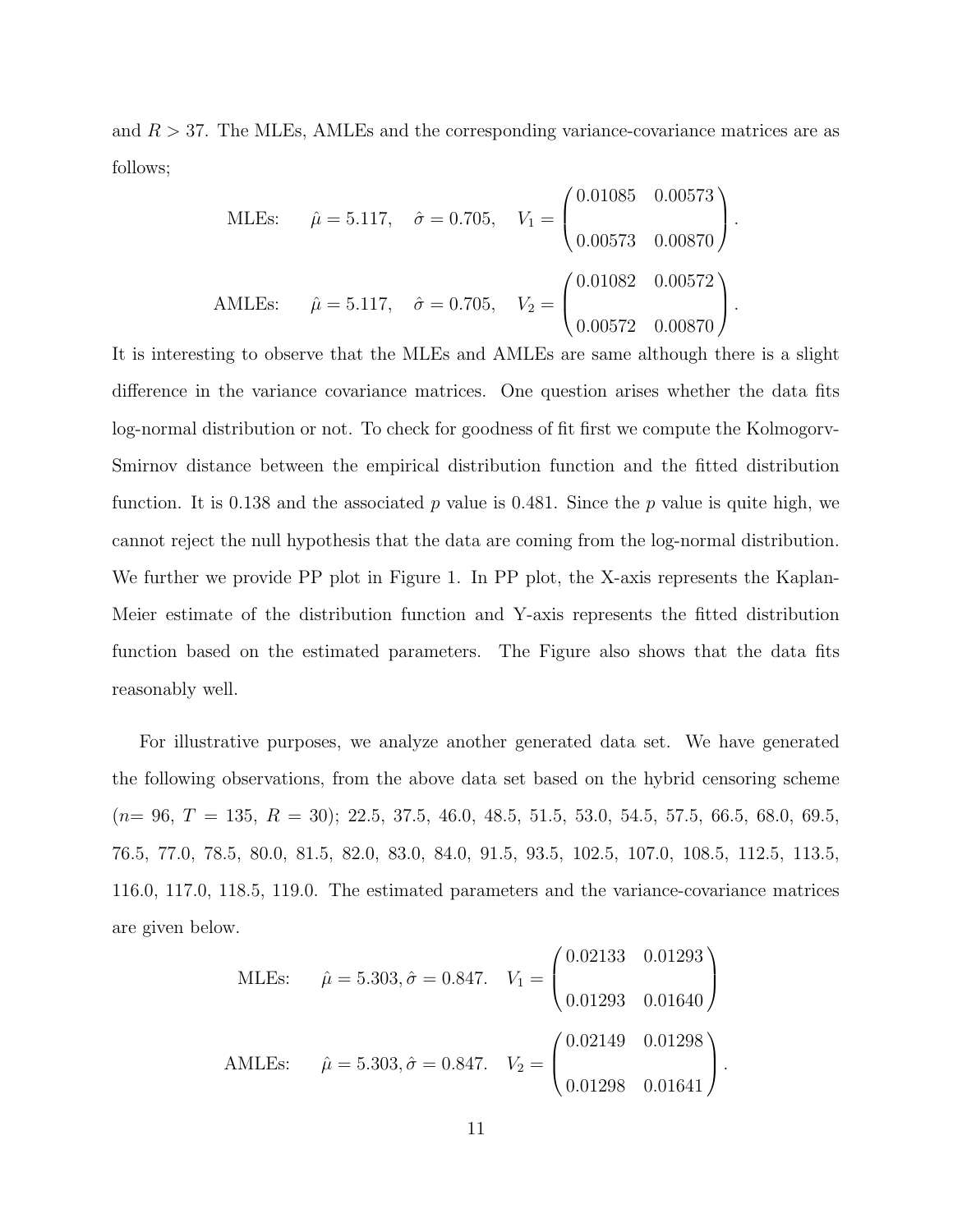and $R > 37$. The MLEs, AMLEs and the corresponding variance-covariance matrices are as follows;

$$\text{MLEs:} \qquad \hat{\mu} = 5.117, \quad \hat{\sigma} = 0.705, \quad V_1 = \begin{pmatrix} 0.01085 & 0.00573 \\ 0.00573 & 0.00870 \end{pmatrix}.$$

$$\text{AMLEs:} \qquad \hat{\mu} = 5.117, \quad \hat{\sigma} = 0.705, \quad V_2 = \begin{pmatrix} 0.01082 & 0.00572 \\ 0.00572 & 0.00870 \end{pmatrix}.$$

It is interesting to observe that the MLEs and AMLEs are same although there is a slight difference in the variance covariance matrices. One question arises whether the data fits log-normal distribution or not. To check for goodness of fit first we compute the Kolmogorv-Smirnov distance between the empirical distribution function and the fitted distribution function. It is 0.138 and the associated $p$ value is 0.481. Since the $p$ value is quite high, we cannot reject the null hypothesis that the data are coming from the log-normal distribution. We further we provide PP plot in Figure 1. In PP plot, the X-axis represents the Kaplan-Meier estimate of the distribution function and Y-axis represents the fitted distribution function based on the estimated parameters. The Figure also shows that the data fits reasonably well.

For illustrative purposes, we analyze another generated data set. We have generated the following observations, from the above data set based on the hybrid censoring scheme ($n$= 96, $T$ = 135, $R$ = 30); 22.5, 37.5, 46.0, 48.5, 51.5, 53.0, 54.5, 57.5, 66.5, 68.0, 69.5, 76.5, 77.0, 78.5, 80.0, 81.5, 82.0, 83.0, 84.0, 91.5, 93.5, 102.5, 107.0, 108.5, 112.5, 113.5, 116.0, 117.0, 118.5, 119.0. The estimated parameters and the variance-covariance matrices are given below.

$$\text{MLEs:} \qquad \hat{\mu} = 5.303, \hat{\sigma} = 0.847. \quad V_1 = \begin{pmatrix} 0.02133 & 0.01293 \\ 0.01293 & 0.01640 \end{pmatrix}$$

$$\text{AMLEs:} \qquad \hat{\mu} = 5.303, \hat{\sigma} = 0.847. \quad V_2 = \begin{pmatrix} 0.02149 & 0.01298 \\ 0.01298 & 0.01641 \end{pmatrix}.$$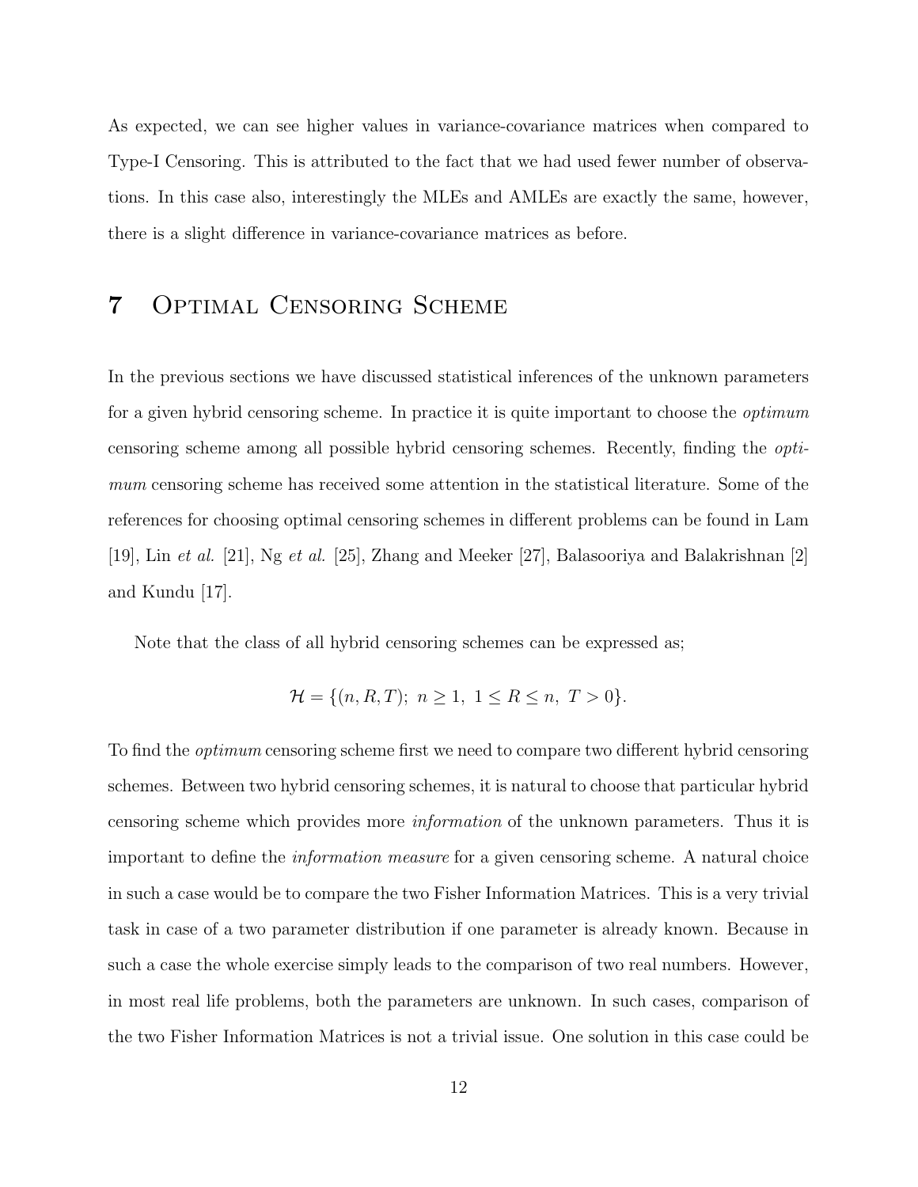As expected, we can see higher values in variance-covariance matrices when compared to Type-I Censoring. This is attributed to the fact that we had used fewer number of observations. In this case also, interestingly the MLEs and AMLEs are exactly the same, however, there is a slight difference in variance-covariance matrices as before.

# 7 Optimal Censoring Scheme

In the previous sections we have discussed statistical inferences of the unknown parameters for a given hybrid censoring scheme. In practice it is quite important to choose the *optimum* censoring scheme among all possible hybrid censoring schemes. Recently, finding the *optimum* censoring scheme has received some attention in the statistical literature. Some of the references for choosing optimal censoring schemes in different problems can be found in Lam [19], Lin *et al.* [21], Ng *et al.* [25], Zhang and Meeker [27], Balasooriya and Balakrishnan [2] and Kundu [17].

Note that the class of all hybrid censoring schemes can be expressed as;

$$\mathcal{H} = \{(n, R, T);\ n \geq 1,\ 1 \leq R \leq n,\ T > 0\}.$$

To find the *optimum* censoring scheme first we need to compare two different hybrid censoring schemes. Between two hybrid censoring schemes, it is natural to choose that particular hybrid censoring scheme which provides more *information* of the unknown parameters. Thus it is important to define the *information measure* for a given censoring scheme. A natural choice in such a case would be to compare the two Fisher Information Matrices. This is a very trivial task in case of a two parameter distribution if one parameter is already known. Because in such a case the whole exercise simply leads to the comparison of two real numbers. However, in most real life problems, both the parameters are unknown. In such cases, comparison of the two Fisher Information Matrices is not a trivial issue. One solution in this case could be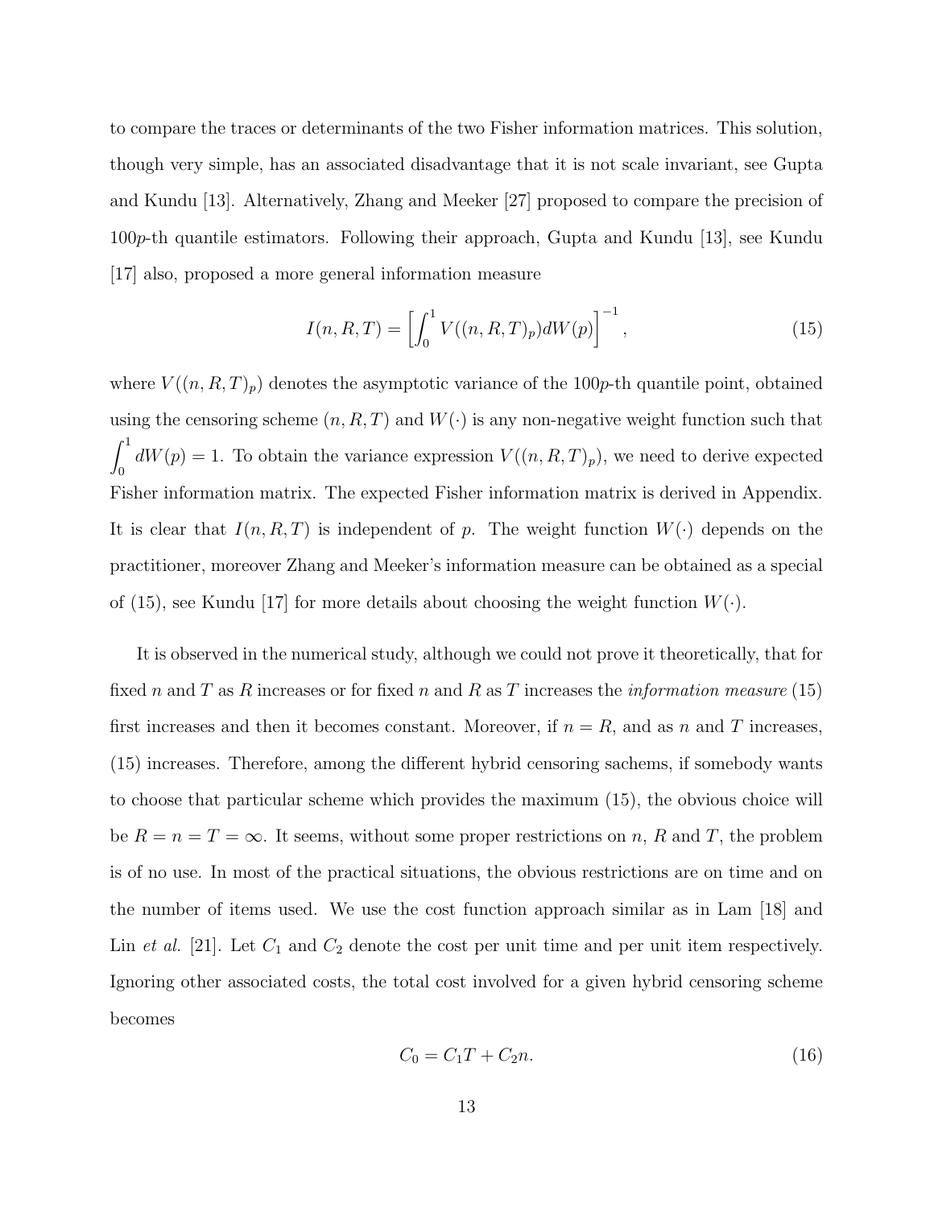to compare the traces or determinants of the two Fisher information matrices. This solution, though very simple, has an associated disadvantage that it is not scale invariant, see Gupta and Kundu [13]. Alternatively, Zhang and Meeker [27] proposed to compare the precision of $100p$-th quantile estimators. Following their approach, Gupta and Kundu [13], see Kundu [17] also, proposed a more general information measure

$$I(n, R, T) = \left[ \int_0^1 V((n, R, T)_p) dW(p) \right]^{-1}, \tag{15}$$

where $V((n, R, T)_p)$ denotes the asymptotic variance of the $100p$-th quantile point, obtained using the censoring scheme $(n, R, T)$ and $W(\cdot)$ is any non-negative weight function such that $\int_0^1 dW(p) = 1$. To obtain the variance expression $V((n, R, T)_p)$, we need to derive expected Fisher information matrix. The expected Fisher information matrix is derived in Appendix. It is clear that $I(n, R, T)$ is independent of $p$. The weight function $W(\cdot)$ depends on the practitioner, moreover Zhang and Meeker's information measure can be obtained as a special of (15), see Kundu [17] for more details about choosing the weight function $W(\cdot)$.

It is observed in the numerical study, although we could not prove it theoretically, that for fixed $n$ and $T$ as $R$ increases or for fixed $n$ and $R$ as $T$ increases the *information measure* (15) first increases and then it becomes constant. Moreover, if $n = R$, and as $n$ and $T$ increases, (15) increases. Therefore, among the different hybrid censoring sachems, if somebody wants to choose that particular scheme which provides the maximum (15), the obvious choice will be $R = n = T = \infty$. It seems, without some proper restrictions on $n$, $R$ and $T$, the problem is of no use. In most of the practical situations, the obvious restrictions are on time and on the number of items used. We use the cost function approach similar as in Lam [18] and Lin *et al.* [21]. Let $C_1$ and $C_2$ denote the cost per unit time and per unit item respectively. Ignoring other associated costs, the total cost involved for a given hybrid censoring scheme becomes

$$C_0 = C_1 T + C_2 n. \tag{16}$$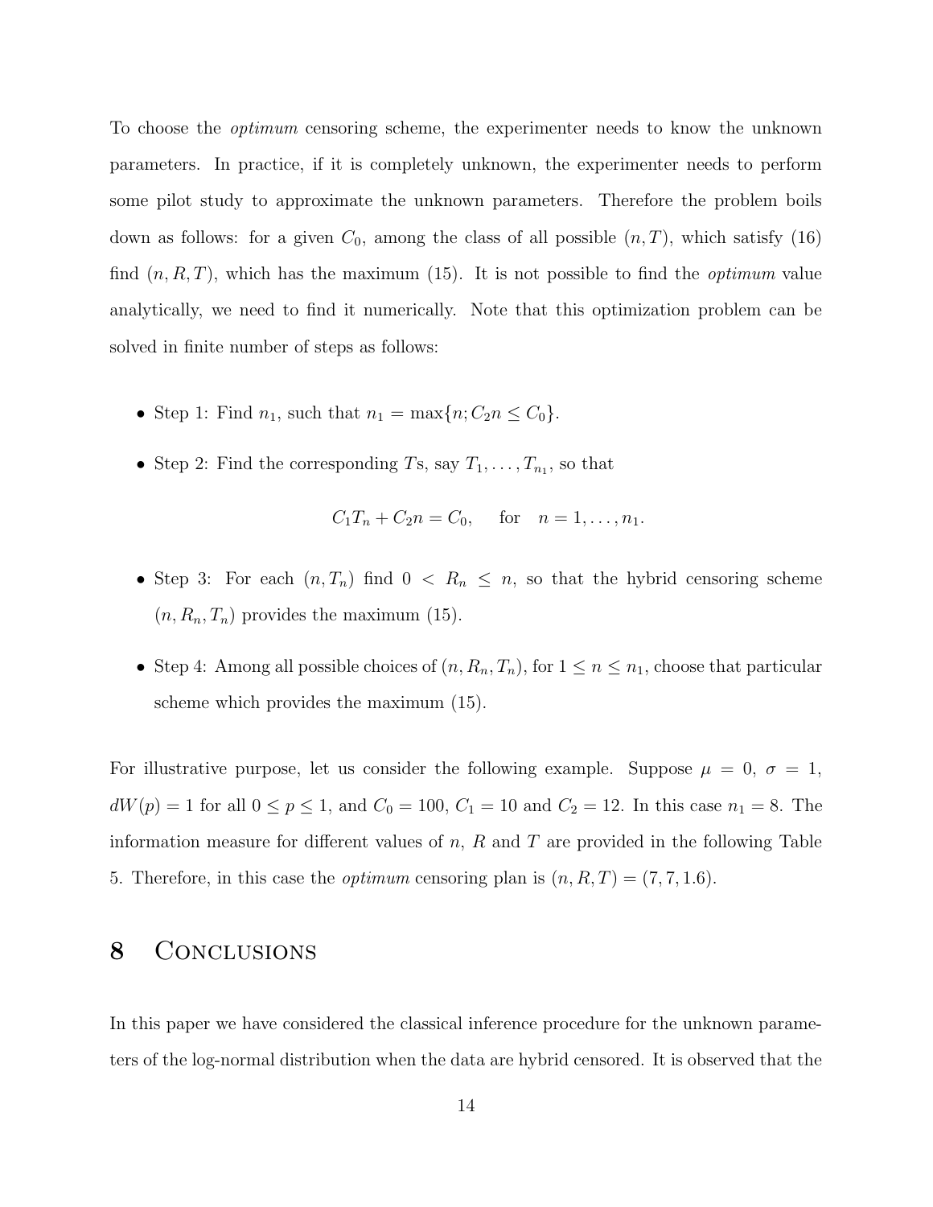To choose the *optimum* censoring scheme, the experimenter needs to know the unknown parameters. In practice, if it is completely unknown, the experimenter needs to perform some pilot study to approximate the unknown parameters. Therefore the problem boils down as follows: for a given $C_0$, among the class of all possible $(n, T)$, which satisfy (16) find $(n, R, T)$, which has the maximum (15). It is not possible to find the *optimum* value analytically, we need to find it numerically. Note that this optimization problem can be solved in finite number of steps as follows:

- Step 1: Find $n_1$, such that $n_1 = \max\{n; C_2 n \leq C_0\}$.
- Step 2: Find the corresponding $T$s, say $T_1, \ldots, T_{n_1}$, so that

$$C_1 T_n + C_2 n = C_0, \quad \text{for} \quad n = 1, \ldots, n_1.$$

- Step 3: For each $(n, T_n)$ find $0 < R_n \leq n$, so that the hybrid censoring scheme $(n, R_n, T_n)$ provides the maximum (15).
- Step 4: Among all possible choices of $(n, R_n, T_n)$, for $1 \leq n \leq n_1$, choose that particular scheme which provides the maximum (15).

For illustrative purpose, let us consider the following example. Suppose $\mu = 0$, $\sigma = 1$, $dW(p) = 1$ for all $0 \leq p \leq 1$, and $C_0 = 100$, $C_1 = 10$ and $C_2 = 12$. In this case $n_1 = 8$. The information measure for different values of $n$, $R$ and $T$ are provided in the following Table 5. Therefore, in this case the *optimum* censoring plan is $(n, R, T) = (7, 7, 1.6)$.

# 8 Conclusions

In this paper we have considered the classical inference procedure for the unknown parameters of the log-normal distribution when the data are hybrid censored. It is observed that the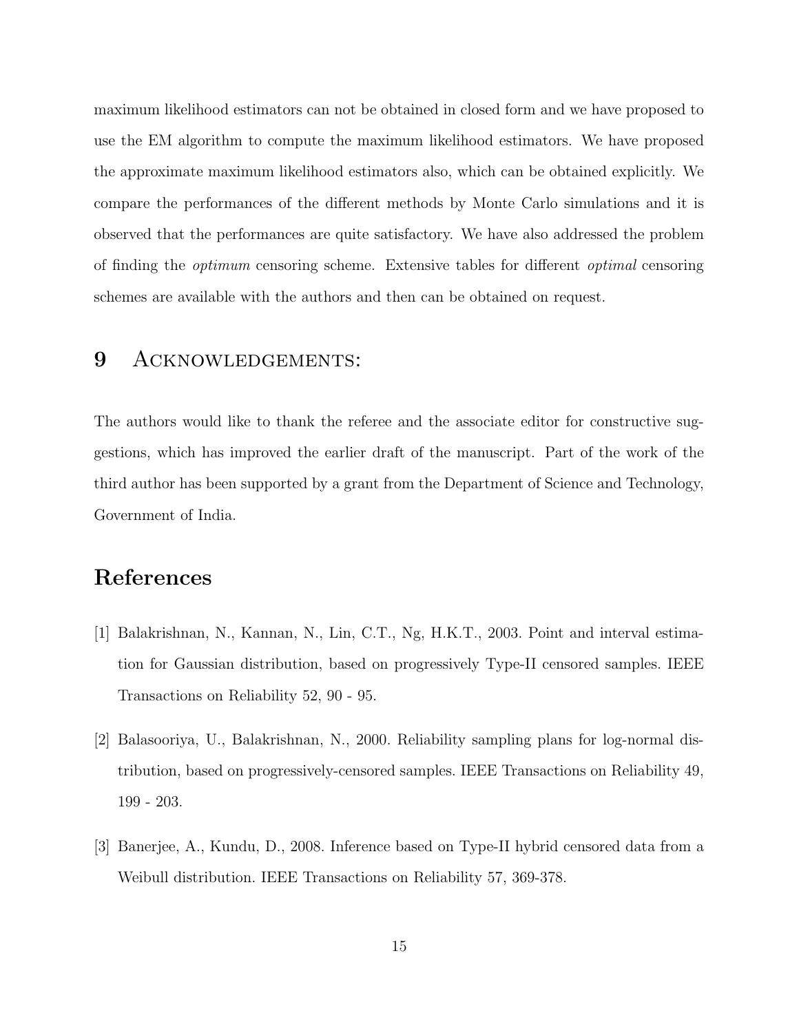maximum likelihood estimators can not be obtained in closed form and we have proposed to use the EM algorithm to compute the maximum likelihood estimators. We have proposed the approximate maximum likelihood estimators also, which can be obtained explicitly. We compare the performances of the different methods by Monte Carlo simulations and it is observed that the performances are quite satisfactory. We have also addressed the problem of finding the *optimum* censoring scheme. Extensive tables for different *optimal* censoring schemes are available with the authors and then can be obtained on request.

## 9 Acknowledgements:

The authors would like to thank the referee and the associate editor for constructive suggestions, which has improved the earlier draft of the manuscript. Part of the work of the third author has been supported by a grant from the Department of Science and Technology, Government of India.

# References

[1] Balakrishnan, N., Kannan, N., Lin, C.T., Ng, H.K.T., 2003. Point and interval estimation for Gaussian distribution, based on progressively Type-II censored samples. IEEE Transactions on Reliability 52, 90 - 95.

[2] Balasooriya, U., Balakrishnan, N., 2000. Reliability sampling plans for log-normal distribution, based on progressively-censored samples. IEEE Transactions on Reliability 49, 199 - 203.

[3] Banerjee, A., Kundu, D., 2008. Inference based on Type-II hybrid censored data from a Weibull distribution. IEEE Transactions on Reliability 57, 369-378.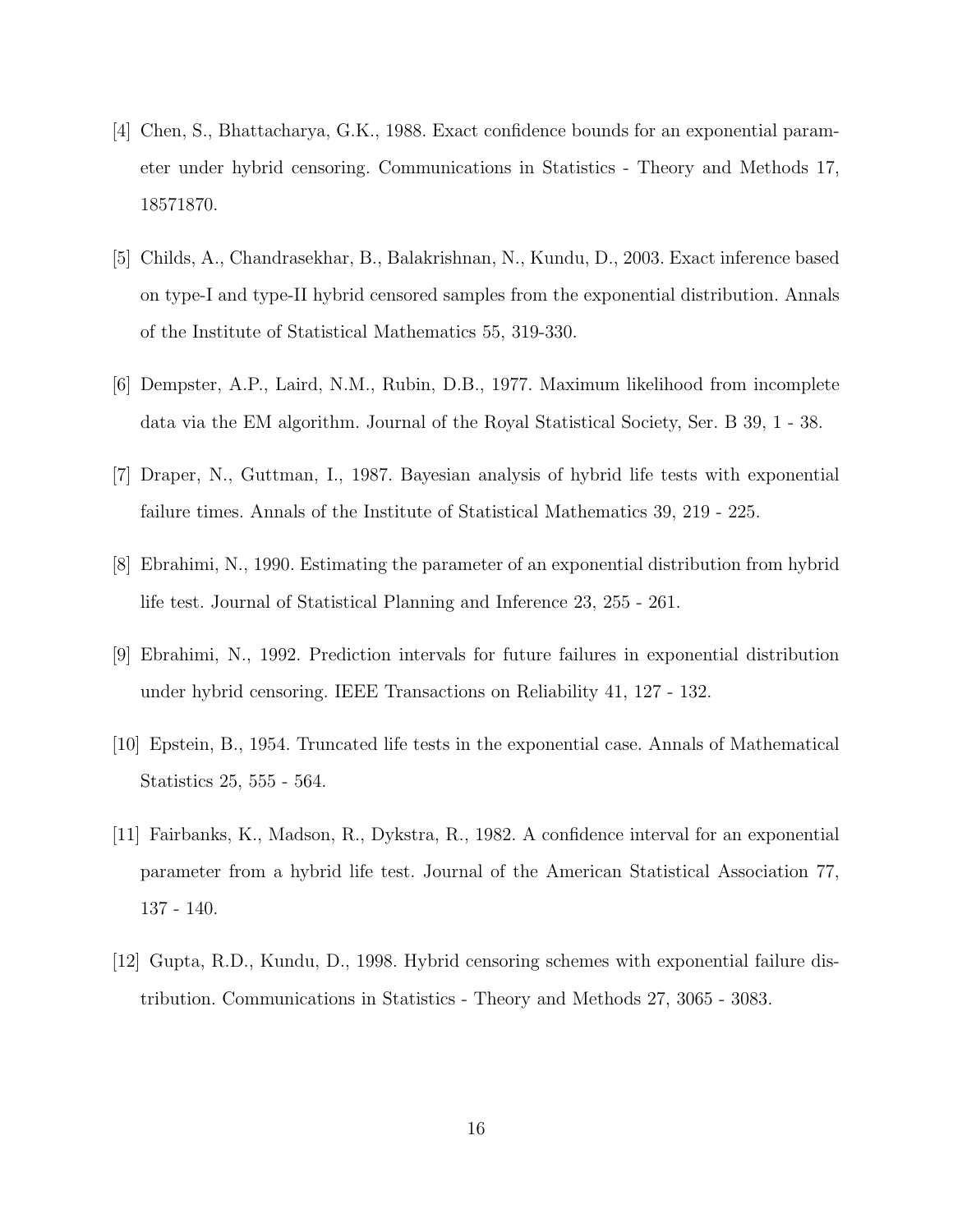[4] Chen, S., Bhattacharya, G.K., 1988. Exact confidence bounds for an exponential parameter under hybrid censoring. Communications in Statistics - Theory and Methods 17, 18571870.

[5] Childs, A., Chandrasekhar, B., Balakrishnan, N., Kundu, D., 2003. Exact inference based on type-I and type-II hybrid censored samples from the exponential distribution. Annals of the Institute of Statistical Mathematics 55, 319-330.

[6] Dempster, A.P., Laird, N.M., Rubin, D.B., 1977. Maximum likelihood from incomplete data via the EM algorithm. Journal of the Royal Statistical Society, Ser. B 39, 1 - 38.

[7] Draper, N., Guttman, I., 1987. Bayesian analysis of hybrid life tests with exponential failure times. Annals of the Institute of Statistical Mathematics 39, 219 - 225.

[8] Ebrahimi, N., 1990. Estimating the parameter of an exponential distribution from hybrid life test. Journal of Statistical Planning and Inference 23, 255 - 261.

[9] Ebrahimi, N., 1992. Prediction intervals for future failures in exponential distribution under hybrid censoring. IEEE Transactions on Reliability 41, 127 - 132.

[10] Epstein, B., 1954. Truncated life tests in the exponential case. Annals of Mathematical Statistics 25, 555 - 564.

[11] Fairbanks, K., Madson, R., Dykstra, R., 1982. A confidence interval for an exponential parameter from a hybrid life test. Journal of the American Statistical Association 77, 137 - 140.

[12] Gupta, R.D., Kundu, D., 1998. Hybrid censoring schemes with exponential failure distribution. Communications in Statistics - Theory and Methods 27, 3065 - 3083.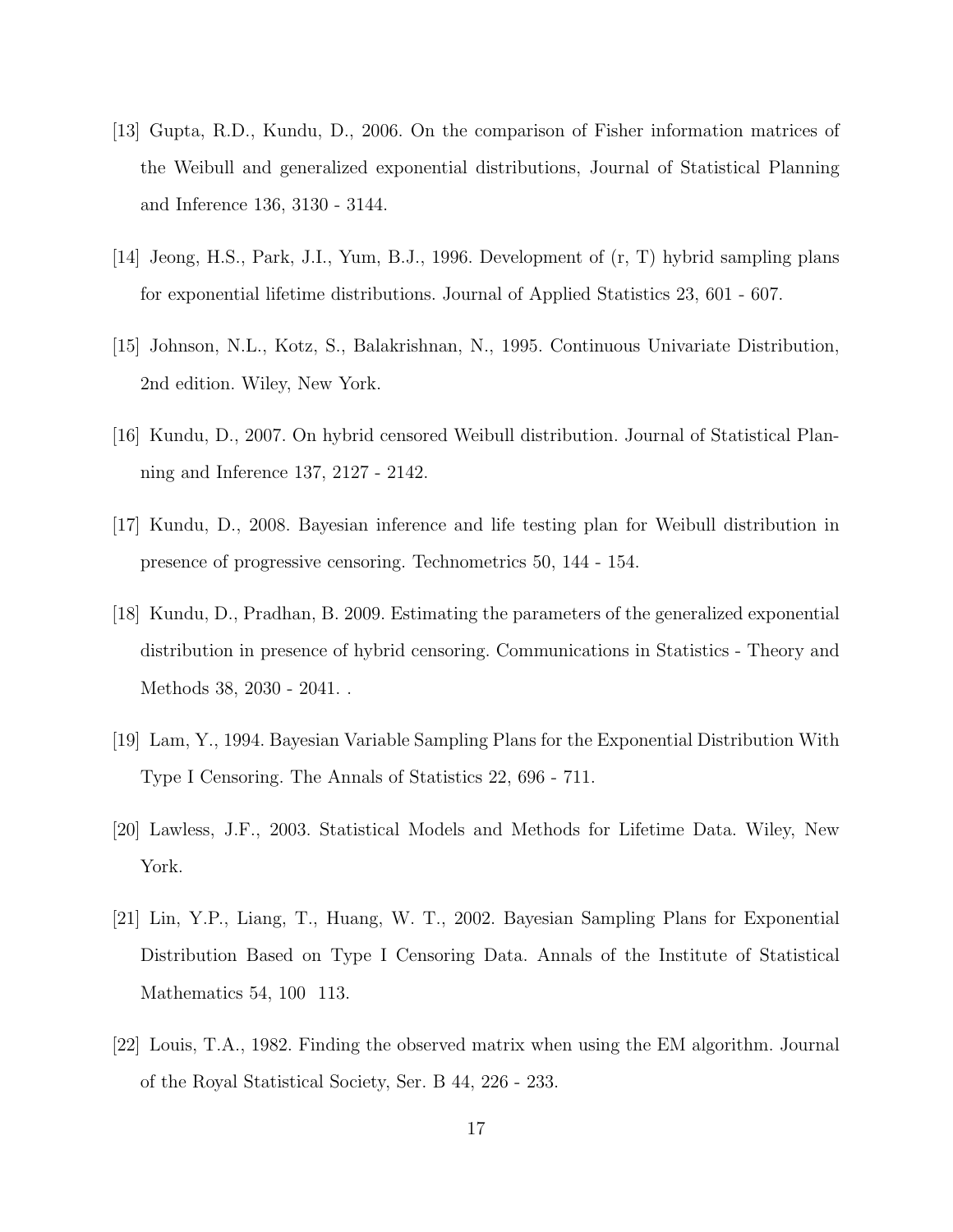[13] Gupta, R.D., Kundu, D., 2006. On the comparison of Fisher information matrices of the Weibull and generalized exponential distributions, Journal of Statistical Planning and Inference 136, 3130 - 3144.

[14] Jeong, H.S., Park, J.I., Yum, B.J., 1996. Development of (r, T) hybrid sampling plans for exponential lifetime distributions. Journal of Applied Statistics 23, 601 - 607.

[15] Johnson, N.L., Kotz, S., Balakrishnan, N., 1995. Continuous Univariate Distribution, 2nd edition. Wiley, New York.

[16] Kundu, D., 2007. On hybrid censored Weibull distribution. Journal of Statistical Planning and Inference 137, 2127 - 2142.

[17] Kundu, D., 2008. Bayesian inference and life testing plan for Weibull distribution in presence of progressive censoring. Technometrics 50, 144 - 154.

[18] Kundu, D., Pradhan, B. 2009. Estimating the parameters of the generalized exponential distribution in presence of hybrid censoring. Communications in Statistics - Theory and Methods 38, 2030 - 2041. .

[19] Lam, Y., 1994. Bayesian Variable Sampling Plans for the Exponential Distribution With Type I Censoring. The Annals of Statistics 22, 696 - 711.

[20] Lawless, J.F., 2003. Statistical Models and Methods for Lifetime Data. Wiley, New York.

[21] Lin, Y.P., Liang, T., Huang, W. T., 2002. Bayesian Sampling Plans for Exponential Distribution Based on Type I Censoring Data. Annals of the Institute of Statistical Mathematics 54, 100 113.

[22] Louis, T.A., 1982. Finding the observed matrix when using the EM algorithm. Journal of the Royal Statistical Society, Ser. B 44, 226 - 233.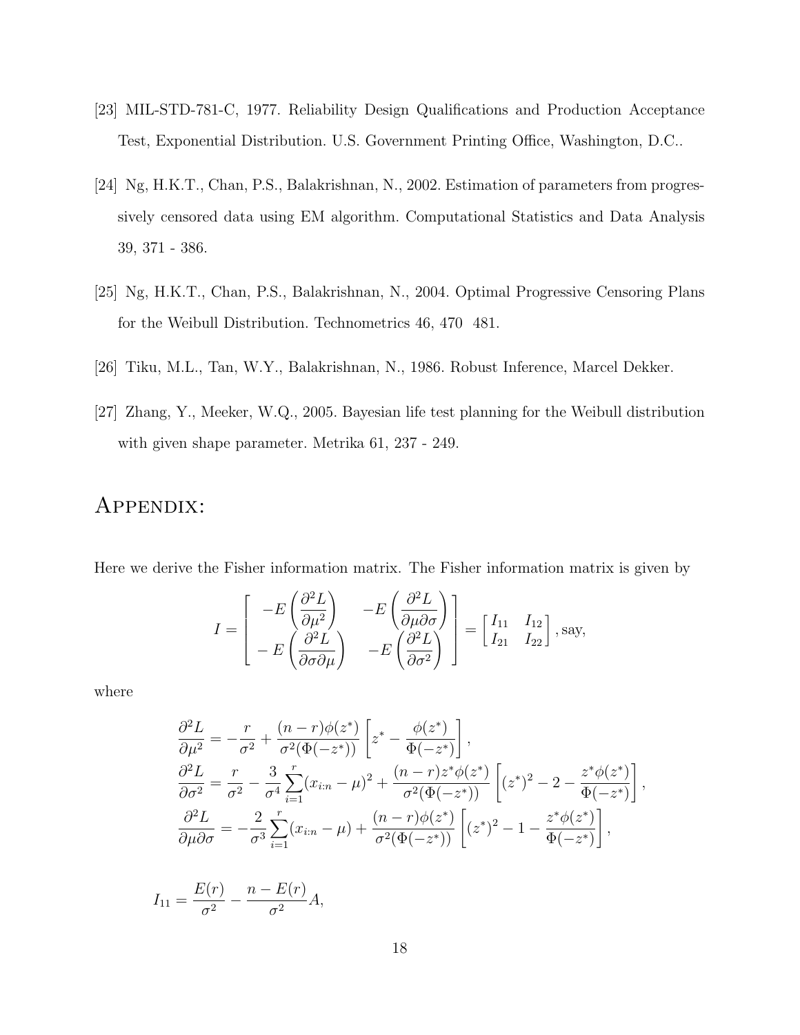[23] MIL-STD-781-C, 1977. Reliability Design Qualifications and Production Acceptance Test, Exponential Distribution. U.S. Government Printing Office, Washington, D.C..

[24] Ng, H.K.T., Chan, P.S., Balakrishnan, N., 2002. Estimation of parameters from progressively censored data using EM algorithm. Computational Statistics and Data Analysis 39, 371 - 386.

[25] Ng, H.K.T., Chan, P.S., Balakrishnan, N., 2004. Optimal Progressive Censoring Plans for the Weibull Distribution. Technometrics 46, 470 481.

[26] Tiku, M.L., Tan, W.Y., Balakrishnan, N., 1986. Robust Inference, Marcel Dekker.

[27] Zhang, Y., Meeker, W.Q., 2005. Bayesian life test planning for the Weibull distribution with given shape parameter. Metrika 61, 237 - 249.

# Appendix:

Here we derive the Fisher information matrix. The Fisher information matrix is given by

$$I = \begin{bmatrix} -E\left(\dfrac{\partial^2 L}{\partial \mu^2}\right) & -E\left(\dfrac{\partial^2 L}{\partial \mu \partial \sigma}\right) \\ -E\left(\dfrac{\partial^2 L}{\partial \sigma \partial \mu}\right) & -E\left(\dfrac{\partial^2 L}{\partial \sigma^2}\right) \end{bmatrix} = \begin{bmatrix} I_{11} & I_{12} \\ I_{21} & I_{22} \end{bmatrix}, \text{say,}$$

where

$$\begin{aligned}
\frac{\partial^2 L}{\partial \mu^2} &= -\frac{r}{\sigma^2} + \frac{(n-r)\phi(z^*)}{\sigma^2(\Phi(-z^*))}\left[z^* - \frac{\phi(z^*)}{\Phi(-z^*)}\right], \\
\frac{\partial^2 L}{\partial \sigma^2} &= \frac{r}{\sigma^2} - \frac{3}{\sigma^4}\sum_{i=1}^{r}(x_{i:n}-\mu)^2 + \frac{(n-r)z^*\phi(z^*)}{\sigma^2(\Phi(-z^*))}\left[(z^*)^2 - 2 - \frac{z^*\phi(z^*)}{\Phi(-z^*)}\right], \\
\frac{\partial^2 L}{\partial \mu \partial \sigma} &= -\frac{2}{\sigma^3}\sum_{i=1}^{r}(x_{i:n}-\mu) + \frac{(n-r)\phi(z^*)}{\sigma^2(\Phi(-z^*))}\left[(z^*)^2 - 1 - \frac{z^*\phi(z^*)}{\Phi(-z^*)}\right],
\end{aligned}$$

$$I_{11} = \frac{E(r)}{\sigma^2} - \frac{n-E(r)}{\sigma^2}A,$$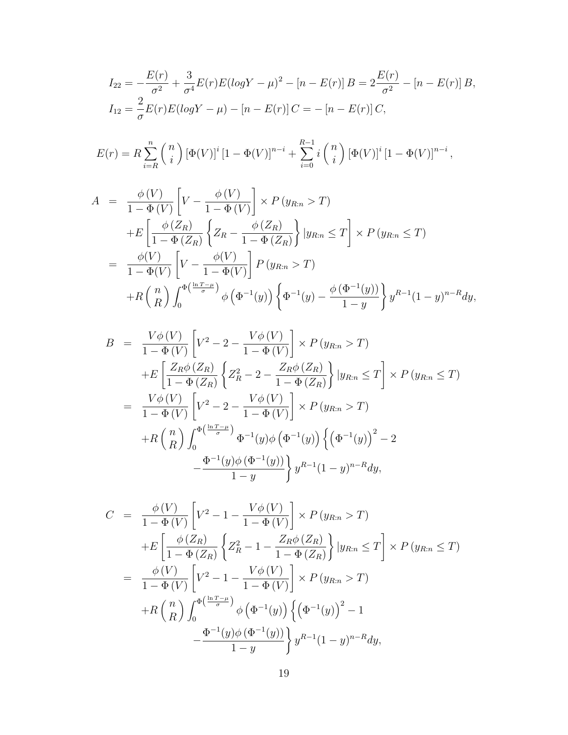$$
I_{22} = -\frac{E(r)}{\sigma^2} + \frac{3}{\sigma^4}E(r)E(logY - \mu)^2 - [n - E(r)]\,B = 2\frac{E(r)}{\sigma^2} - [n - E(r)]\,B,
$$
$$
I_{12} = \frac{2}{\sigma}E(r)E(logY - \mu) - [n - E(r)]\,C = -\,[n - E(r)]\,C,
$$

$$
E(r) = R\sum_{i=R}^{n}\binom{n}{i}\left[\Phi(V)\right]^{i}\left[1-\Phi(V)\right]^{n-i} + \sum_{i=0}^{R-1} i\binom{n}{i}\left[\Phi(V)\right]^{i}\left[1-\Phi(V)\right]^{n-i},
$$

$$
\begin{aligned}
A &= \frac{\phi(V)}{1-\Phi(V)}\left[V - \frac{\phi(V)}{1-\Phi(V)}\right] \times P\left(y_{R:n} > T\right) \\
&\quad + E\left[\frac{\phi(Z_R)}{1-\Phi(Z_R)}\left\{Z_R - \frac{\phi(Z_R)}{1-\Phi(Z_R)}\right\} | y_{R:n} \le T\right] \times P\left(y_{R:n} \le T\right) \\
&= \frac{\phi(V)}{1-\Phi(V)}\left[V - \frac{\phi(V)}{1-\Phi(V)}\right] P\left(y_{R:n} > T\right) \\
&\quad + R\binom{n}{R}\int_0^{\Phi\left(\frac{\ln T - \mu}{\sigma}\right)} \phi\left(\Phi^{-1}(y)\right)\left\{\Phi^{-1}(y) - \frac{\phi\left(\Phi^{-1}(y)\right)}{1-y}\right\} y^{R-1}(1-y)^{n-R}dy,
\end{aligned}
$$

$$
\begin{aligned}
B &= \frac{V\phi(V)}{1-\Phi(V)}\left[V^2 - 2 - \frac{V\phi(V)}{1-\Phi(V)}\right] \times P\left(y_{R:n} > T\right) \\
&\quad + E\left[\frac{Z_R\phi(Z_R)}{1-\Phi(Z_R)}\left\{Z_R^2 - 2 - \frac{Z_R\phi(Z_R)}{1-\Phi(Z_R)}\right\} | y_{R:n} \le T\right] \times P\left(y_{R:n} \le T\right) \\
&= \frac{V\phi(V)}{1-\Phi(V)}\left[V^2 - 2 - \frac{V\phi(V)}{1-\Phi(V)}\right] \times P\left(y_{R:n} > T\right) \\
&\quad + R\binom{n}{R}\int_0^{\Phi\left(\frac{\ln T - \mu}{\sigma}\right)} \Phi^{-1}(y)\phi\left(\Phi^{-1}(y)\right)\left\{\left(\Phi^{-1}(y)\right)^2 - 2\right. \\
&\qquad\qquad \left. - \frac{\Phi^{-1}(y)\phi\left(\Phi^{-1}(y)\right)}{1-y}\right\} y^{R-1}(1-y)^{n-R}dy,
\end{aligned}
$$

$$
\begin{aligned}
C &= \frac{\phi(V)}{1-\Phi(V)}\left[V^2 - 1 - \frac{V\phi(V)}{1-\Phi(V)}\right] \times P\left(y_{R:n} > T\right) \\
&\quad + E\left[\frac{\phi(Z_R)}{1-\Phi(Z_R)}\left\{Z_R^2 - 1 - \frac{Z_R\phi(Z_R)}{1-\Phi(Z_R)}\right\} | y_{R:n} \le T\right] \times P\left(y_{R:n} \le T\right) \\
&= \frac{\phi(V)}{1-\Phi(V)}\left[V^2 - 1 - \frac{V\phi(V)}{1-\Phi(V)}\right] \times P\left(y_{R:n} > T\right) \\
&\quad + R\binom{n}{R}\int_0^{\Phi\left(\frac{\ln T - \mu}{\sigma}\right)} \phi\left(\Phi^{-1}(y)\right)\left\{\left(\Phi^{-1}(y)\right)^2 - 1\right. \\
&\qquad\qquad \left. - \frac{\Phi^{-1}(y)\phi\left(\Phi^{-1}(y)\right)}{1-y}\right\} y^{R-1}(1-y)^{n-R}dy,
\end{aligned}
$$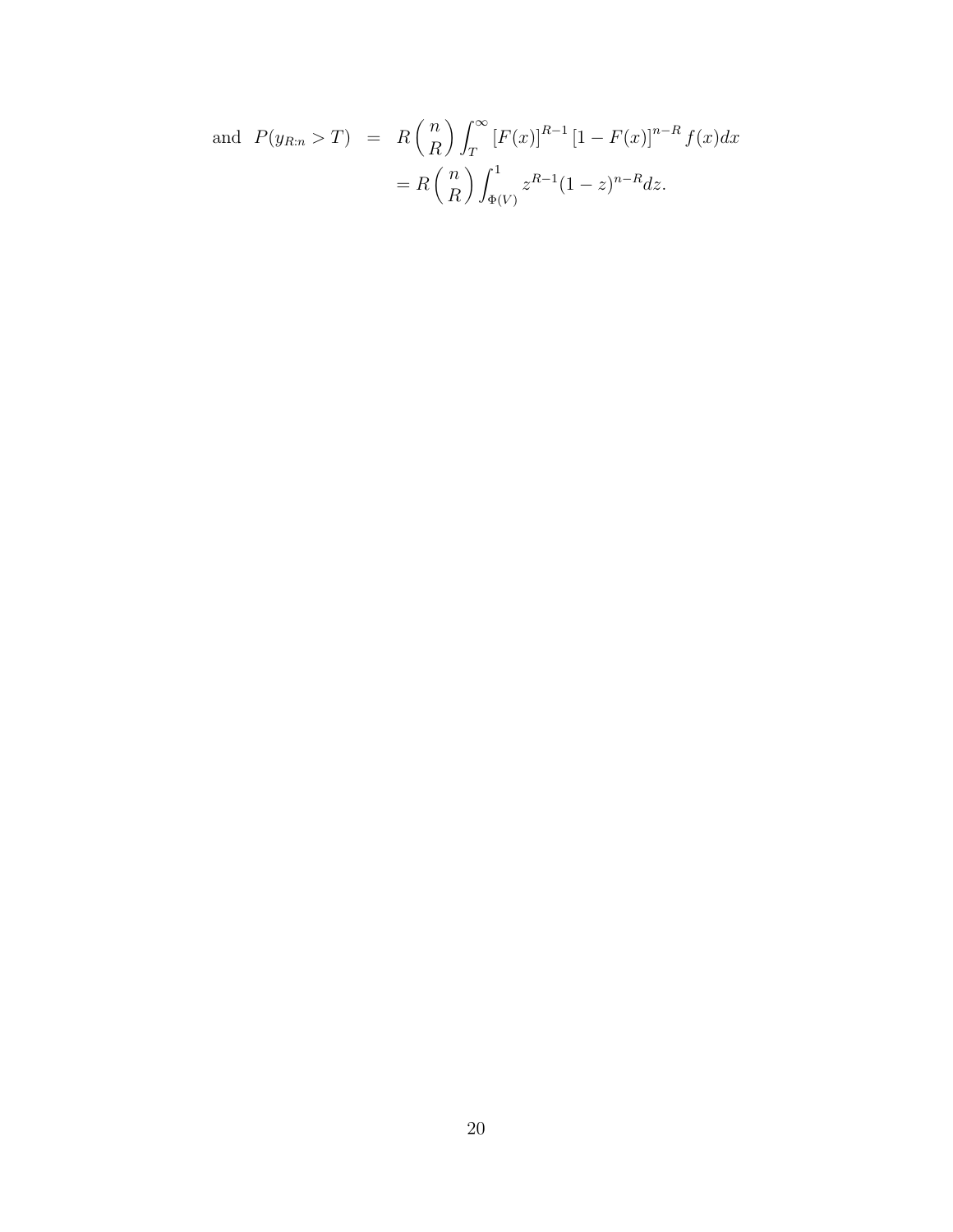$$
\text{and } P(y_{R:n} > T) = R \binom{n}{R} \int_T^{\infty} [F(x)]^{R-1} [1 - F(x)]^{n-R} f(x) dx
$$

$$
= R \binom{n}{R} \int_{\Phi(V)}^{1} z^{R-1} (1 - z)^{n-R} dz.
$$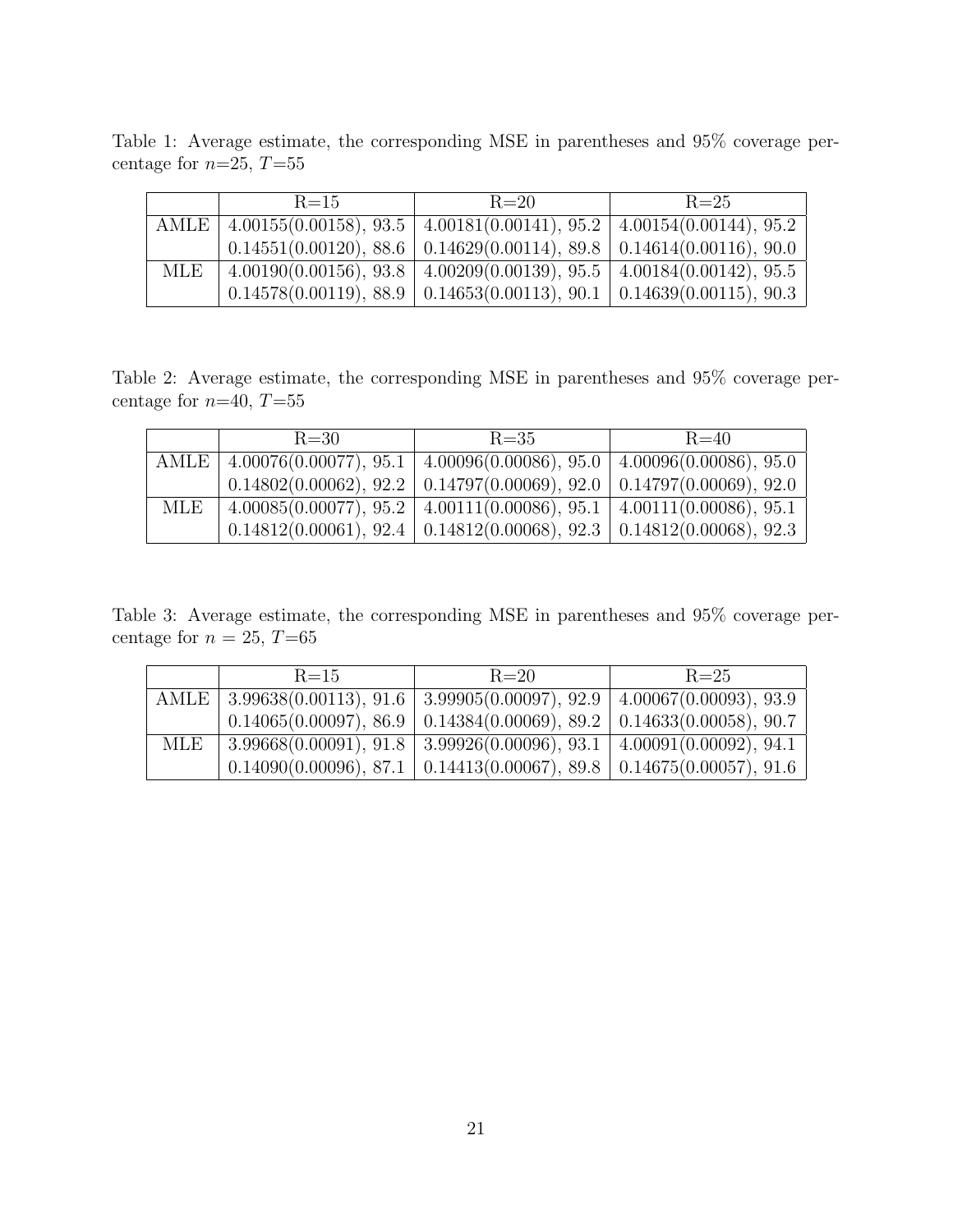Table 1: Average estimate, the corresponding MSE in parentheses and 95% coverage percentage for $n$=25, $T$=55

| | R=15 | R=20 | R=25 |
|---|---|---|---|
| AMLE | 4.00155(0.00158), 93.5 | 4.00181(0.00141), 95.2 | 4.00154(0.00144), 95.2 |
| | 0.14551(0.00120), 88.6 | 0.14629(0.00114), 89.8 | 0.14614(0.00116), 90.0 |
| MLE | 4.00190(0.00156), 93.8 | 4.00209(0.00139), 95.5 | 4.00184(0.00142), 95.5 |
| | 0.14578(0.00119), 88.9 | 0.14653(0.00113), 90.1 | 0.14639(0.00115), 90.3 |

Table 2: Average estimate, the corresponding MSE in parentheses and 95% coverage percentage for $n$=40, $T$=55

| | R=30 | R=35 | R=40 |
|---|---|---|---|
| AMLE | 4.00076(0.00077), 95.1 | 4.00096(0.00086), 95.0 | 4.00096(0.00086), 95.0 |
| | 0.14802(0.00062), 92.2 | 0.14797(0.00069), 92.0 | 0.14797(0.00069), 92.0 |
| MLE | 4.00085(0.00077), 95.2 | 4.00111(0.00086), 95.1 | 4.00111(0.00086), 95.1 |
| | 0.14812(0.00061), 92.4 | 0.14812(0.00068), 92.3 | 0.14812(0.00068), 92.3 |

Table 3: Average estimate, the corresponding MSE in parentheses and 95% coverage percentage for $n$ = 25, $T$=65

| | R=15 | R=20 | R=25 |
|---|---|---|---|
| AMLE | 3.99638(0.00113), 91.6 | 3.99905(0.00097), 92.9 | 4.00067(0.00093), 93.9 |
| | 0.14065(0.00097), 86.9 | 0.14384(0.00069), 89.2 | 0.14633(0.00058), 90.7 |
| MLE | 3.99668(0.00091), 91.8 | 3.99926(0.00096), 93.1 | 4.00091(0.00092), 94.1 |
| | 0.14090(0.00096), 87.1 | 0.14413(0.00067), 89.8 | 0.14675(0.00057), 91.6 |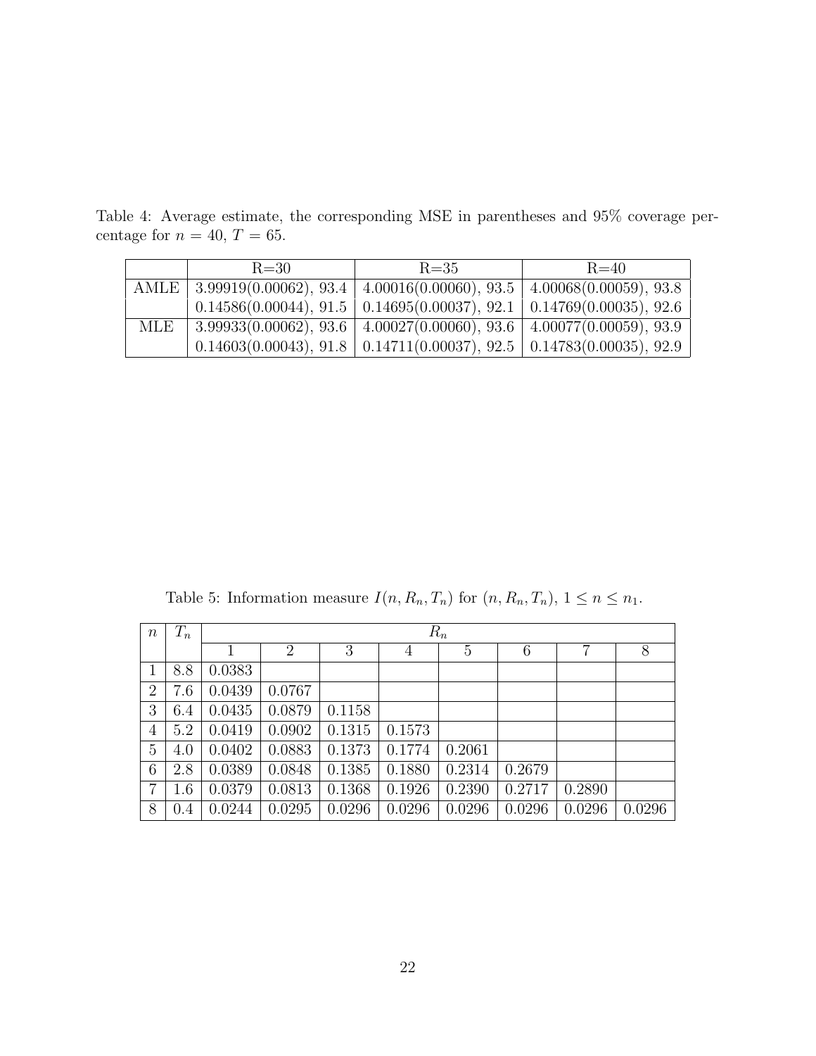Table 4: Average estimate, the corresponding MSE in parentheses and 95% coverage percentage for $n = 40$, $T = 65$.

| | R=30 | R=35 | R=40 |
|---|---|---|---|
| AMLE | 3.99919(0.00062), 93.4 | 4.00016(0.00060), 93.5 | 4.00068(0.00059), 93.8 |
| | 0.14586(0.00044), 91.5 | 0.14695(0.00037), 92.1 | 0.14769(0.00035), 92.6 |
| MLE | 3.99933(0.00062), 93.6 | 4.00027(0.00060), 93.6 | 4.00077(0.00059), 93.9 |
| | 0.14603(0.00043), 91.8 | 0.14711(0.00037), 92.5 | 0.14783(0.00035), 92.9 |

Table 5: Information measure $I(n, R_n, T_n)$ for $(n, R_n, T_n)$, $1 \leq n \leq n_1$.

| $n$ | $T_n$ | $R_n$ | | | | | | | |
|---|---|---|---|---|---|---|---|---|---|
| | | 1 | 2 | 3 | 4 | 5 | 6 | 7 | 8 |
| 1 | 8.8 | 0.0383 | | | | | | | |
| 2 | 7.6 | 0.0439 | 0.0767 | | | | | | |
| 3 | 6.4 | 0.0435 | 0.0879 | 0.1158 | | | | | |
| 4 | 5.2 | 0.0419 | 0.0902 | 0.1315 | 0.1573 | | | | |
| 5 | 4.0 | 0.0402 | 0.0883 | 0.1373 | 0.1774 | 0.2061 | | | |
| 6 | 2.8 | 0.0389 | 0.0848 | 0.1385 | 0.1880 | 0.2314 | 0.2679 | | |
| 7 | 1.6 | 0.0379 | 0.0813 | 0.1368 | 0.1926 | 0.2390 | 0.2717 | 0.2890 | |
| 8 | 0.4 | 0.0244 | 0.0295 | 0.0296 | 0.0296 | 0.0296 | 0.0296 | 0.0296 | 0.0296 |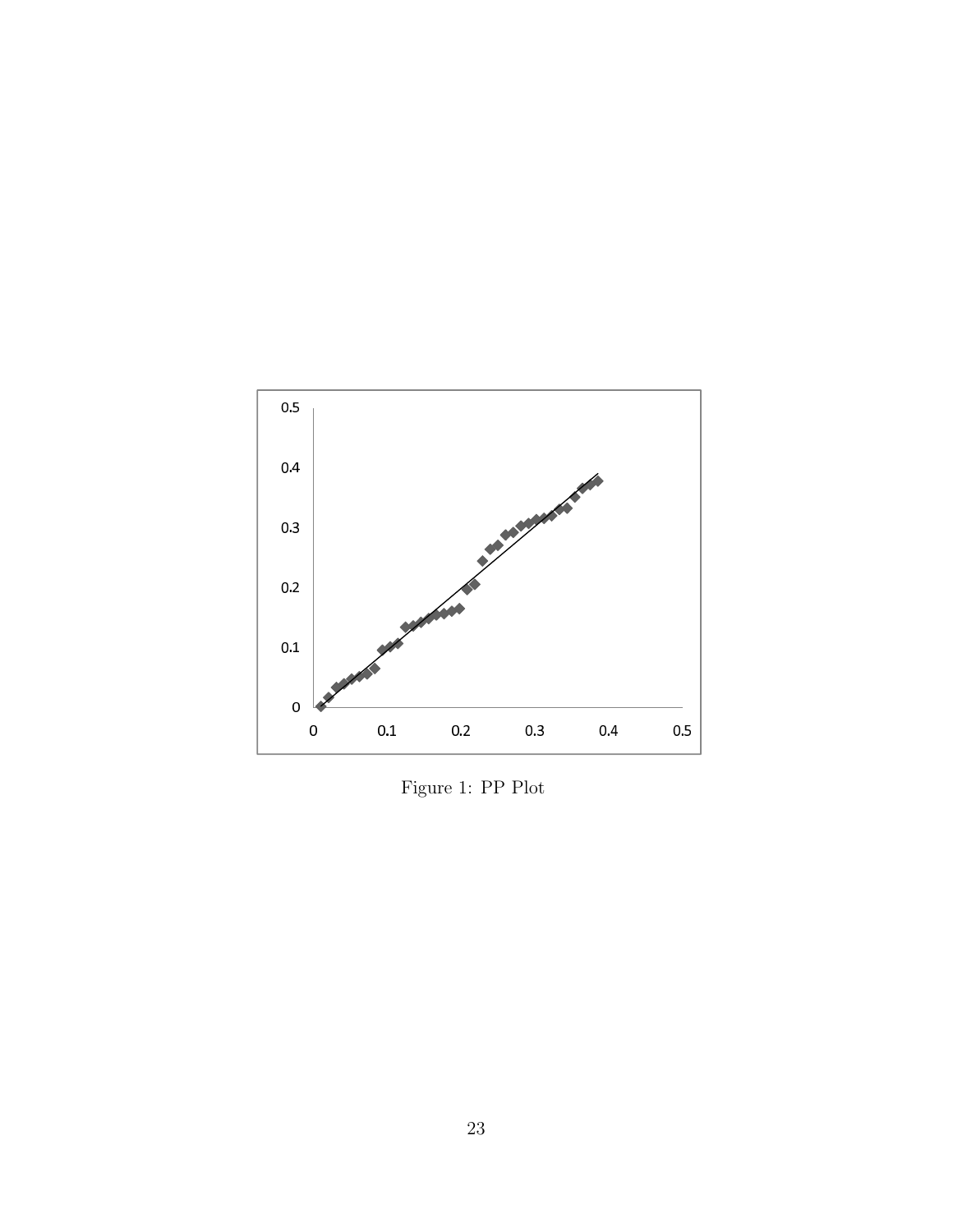0.5

0.4

0.3

0.2

0.1

0

0 0.1 0.2 0.3 0.4 0.5

Figure 1: PP Plot